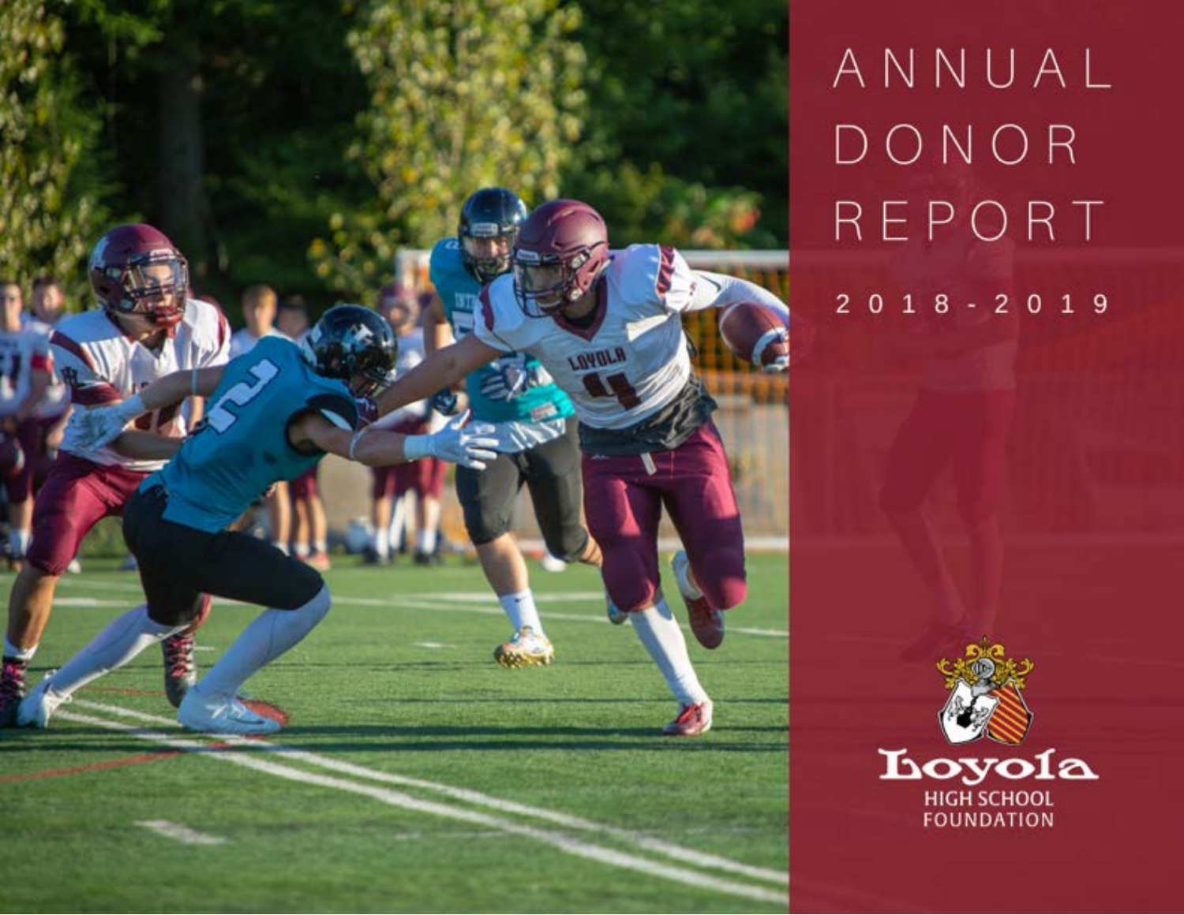# ANNUAL DONOR REPORT

2018-2019

Loyola
HIGH SCHOOL
FOUNDATION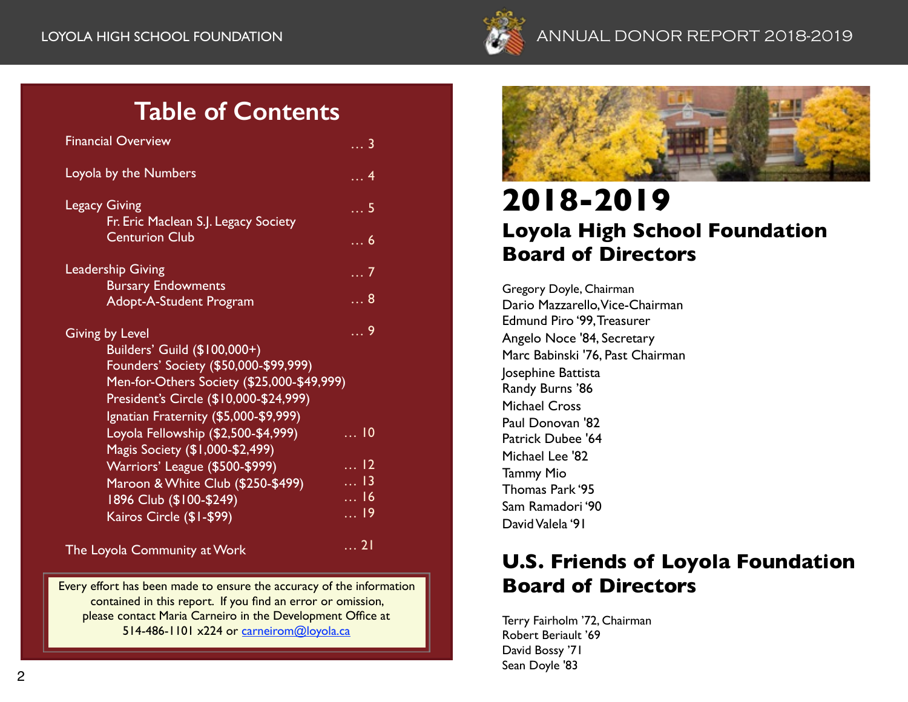## Table of Contents

Financial Overview ... 3

Loyola by the Numbers ... 4

Legacy Giving ... 5
- Fr. Eric Maclean S.J. Legacy Society
- Centurion Club ... 6

Leadership Giving ... 7
- Bursary Endowments
- Adopt-A-Student Program ... 8

Giving by Level ... 9
- Builders' Guild ($100,000+)
- Founders' Society ($50,000-$99,999)
- Men-for-Others Society ($25,000-$49,999)
- President's Circle ($10,000-$24,999)
- Ignatian Fraternity ($5,000-$9,999)
- Loyola Fellowship ($2,500-$4,999) ... 10
- Magis Society ($1,000-$2,499)
- Warriors' League ($500-$999) ... 12
- Maroon & White Club ($250-$499) ... 13
- 1896 Club ($100-$249) ... 16
- Kairos Circle ($1-$99) ... 19

The Loyola Community at Work ... 21

Every effort has been made to ensure the accuracy of the information contained in this report. If you find an error or omission, please contact Maria Carneiro in the Development Office at 514-486-1101 x224 or carneirom@loyola.ca

# 2018-2019

## Loyola High School Foundation Board of Directors

Gregory Doyle, Chairman
Dario Mazzarello, Vice-Chairman
Edmund Piro '99, Treasurer
Angelo Noce '84, Secretary
Marc Babinski '76, Past Chairman
Josephine Battista
Randy Burns '86
Michael Cross
Paul Donovan '82
Patrick Dubee '64
Michael Lee '82
Tammy Mio
Thomas Park '95
Sam Ramadori '90
David Valela '91

## U.S. Friends of Loyola Foundation Board of Directors

Terry Fairholm '72, Chairman
Robert Beriault '69
David Bossy '71
Sean Doyle '83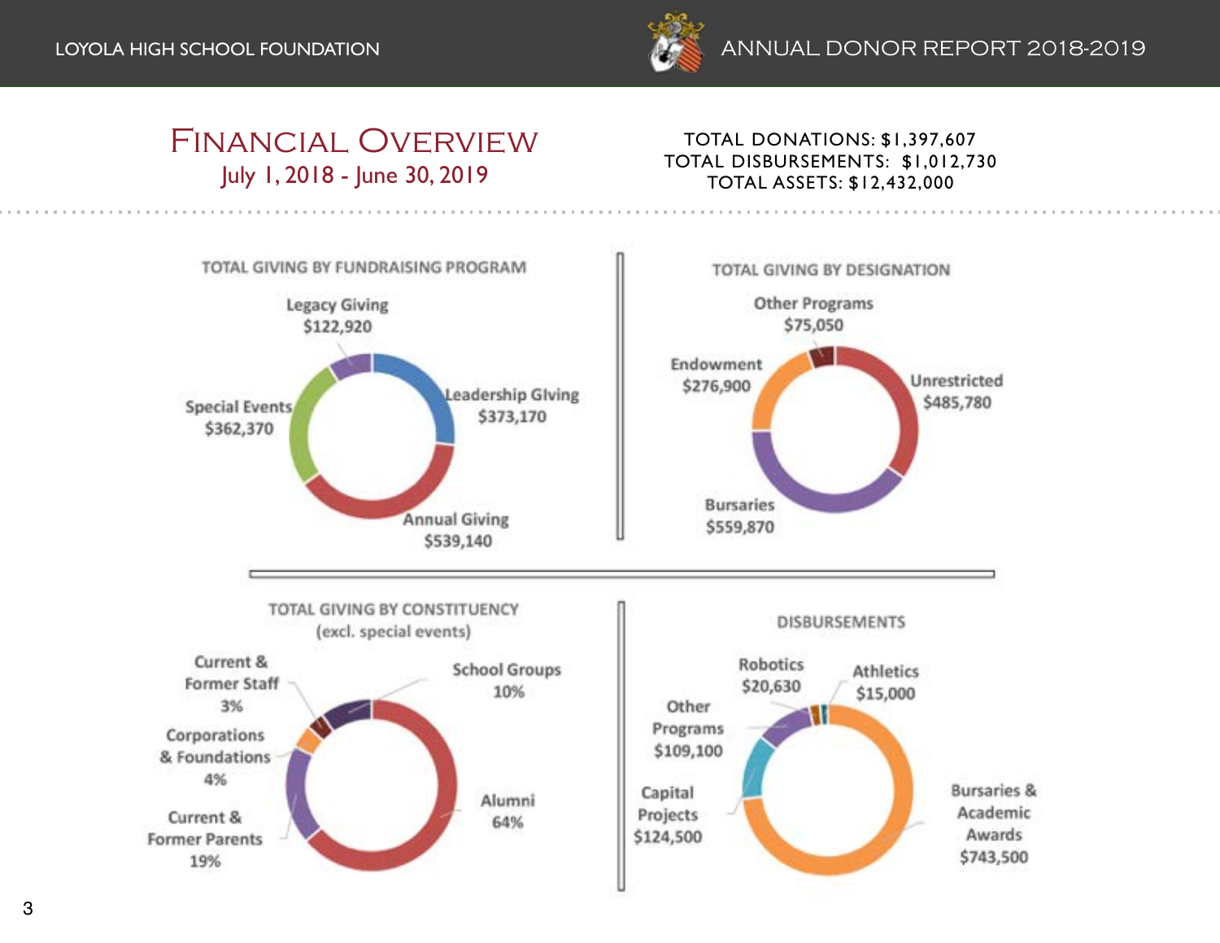# Financial Overview

July 1, 2018 - June 30, 2019

TOTAL DONATIONS: $1,397,607
TOTAL DISBURSEMENTS: $1,012,730
TOTAL ASSETS: $12,432,000

## TOTAL GIVING BY FUNDRAISING PROGRAM

| Program | Amount |
|---|---|
| Legacy Giving | $122,920 |
| Leadership Giving | $373,170 |
| Annual Giving | $539,140 |
| Special Events | $362,370 |

## TOTAL GIVING BY DESIGNATION

| Designation | Amount |
|---|---|
| Other Programs | $75,050 |
| Unrestricted | $485,780 |
| Bursaries | $559,870 |
| Endowment | $276,900 |

## TOTAL GIVING BY CONSTITUENCY (excl. special events)

| Constituency | Share |
|---|---|
| School Groups | 10% |
| Alumni | 64% |
| Current & Former Parents | 19% |
| Corporations & Foundations | 4% |
| Current & Former Staff | 3% |

## DISBURSEMENTS

| Disbursement | Amount |
|---|---|
| Robotics | $20,630 |
| Athletics | $15,000 |
| Bursaries & Academic Awards | $743,500 |
| Capital Projects | $124,500 |
| Other Programs | $109,100 |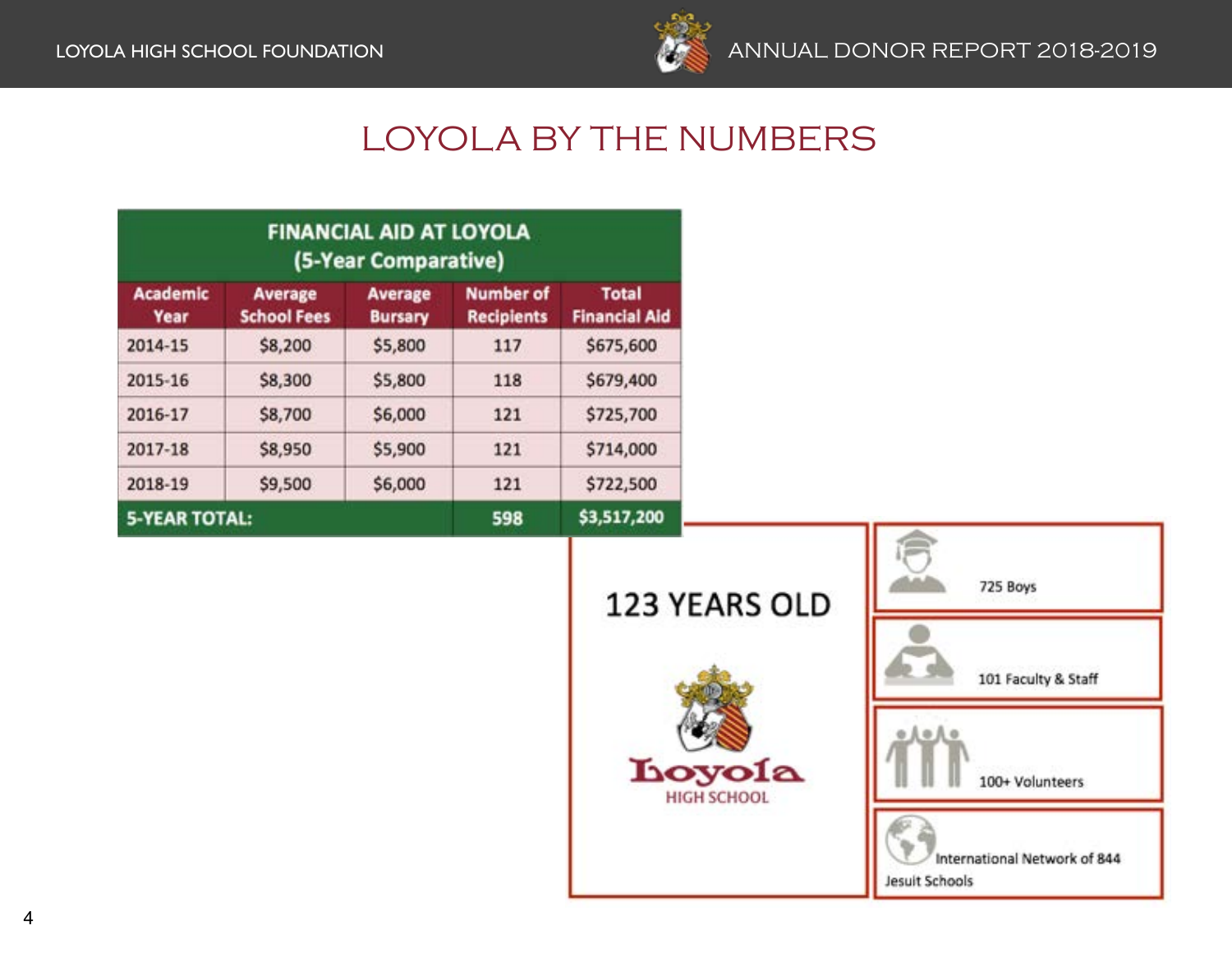# LOYOLA BY THE NUMBERS

**FINANCIAL AID AT LOYOLA (5-Year Comparative)**

| Academic Year | Average School Fees | Average Bursary | Number of Recipients | Total Financial Aid |
|---|---|---|---|---|
| 2014-15 | $8,200 | $5,800 | 117 | $675,600 |
| 2015-16 | $8,300 | $5,800 | 118 | $679,400 |
| 2016-17 | $8,700 | $6,000 | 121 | $725,700 |
| 2017-18 | $8,950 | $5,900 | 121 | $714,000 |
| 2018-19 | $9,500 | $6,000 | 121 | $722,500 |
| **5-YEAR TOTAL:** | | | **598** | **$3,517,200** |

## 123 YEARS OLD

Loyola
HIGH SCHOOL

- 725 Boys
- 101 Faculty & Staff
- 100+ Volunteers
- International Network of 844 Jesuit Schools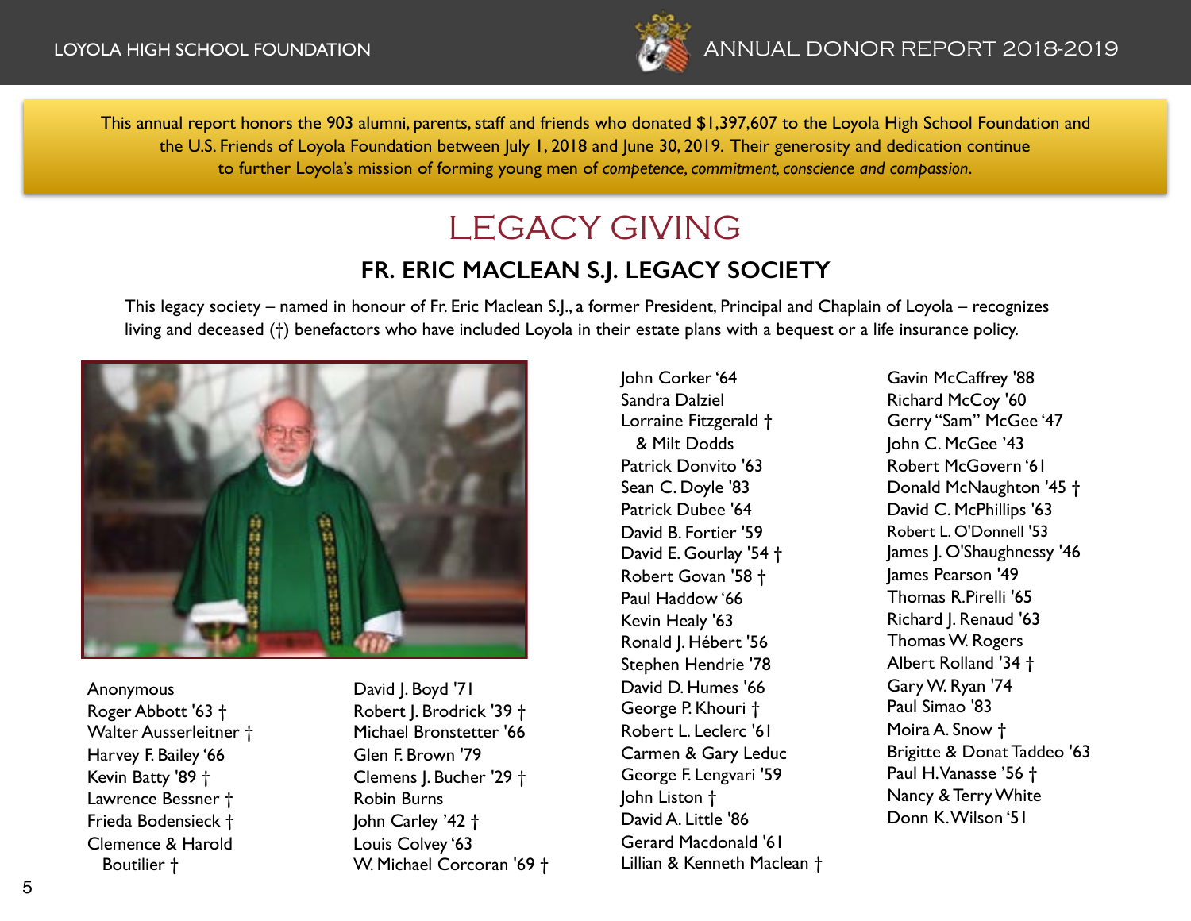This annual report honors the 903 alumni, parents, staff and friends who donated $1,397,607 to the Loyola High School Foundation and the U.S. Friends of Loyola Foundation between July 1, 2018 and June 30, 2019. Their generosity and dedication continue to further Loyola's mission of forming young men of *competence, commitment, conscience and compassion*.

# LEGACY GIVING

## FR. ERIC MACLEAN S.J. LEGACY SOCIETY

This legacy society – named in honour of Fr. Eric Maclean S.J., a former President, Principal and Chaplain of Loyola – recognizes living and deceased (†) benefactors who have included Loyola in their estate plans with a bequest or a life insurance policy.

Anonymous
Roger Abbott '63 †
Walter Ausserleitner †
Harvey F. Bailey '66
Kevin Batty '89 †
Lawrence Bessner †
Frieda Bodensieck †
Clemence & Harold Boutilier †
David J. Boyd '71
Robert J. Brodrick '39 †
Michael Bronstetter '66
Glen F. Brown '79
Clemens J. Bucher '29 †
Robin Burns
John Carley '42 †
Louis Colvey '63
W. Michael Corcoran '69 †
John Corker '64
Sandra Dalziel
Lorraine Fitzgerald † & Milt Dodds
Patrick Donvito '63
Sean C. Doyle '83
Patrick Dubee '64
David B. Fortier '59
David E. Gourlay '54 †
Robert Govan '58 †
Paul Haddow '66
Kevin Healy '63
Ronald J. Hébert '56
Stephen Hendrie '78
David D. Humes '66
George P. Khouri †
Robert L. Leclerc '61
Carmen & Gary Leduc
George F. Lengvari '59
John Liston †
David A. Little '86
Gerard Macdonald '61
Lillian & Kenneth Maclean †
Gavin McCaffrey '88
Richard McCoy '60
Gerry "Sam" McGee '47
John C. McGee '43
Robert McGovern '61
Donald McNaughton '45 †
David C. McPhillips '63
Robert L. O'Donnell '53
James J. O'Shaughnessy '46
James Pearson '49
Thomas R.Pirelli '65
Richard J. Renaud '63
Thomas W. Rogers
Albert Rolland '34 †
Gary W. Ryan '74
Paul Simao '83
Moira A. Snow †
Brigitte & Donat Taddeo '63
Paul H. Vanasse '56 †
Nancy & Terry White
Donn K. Wilson '51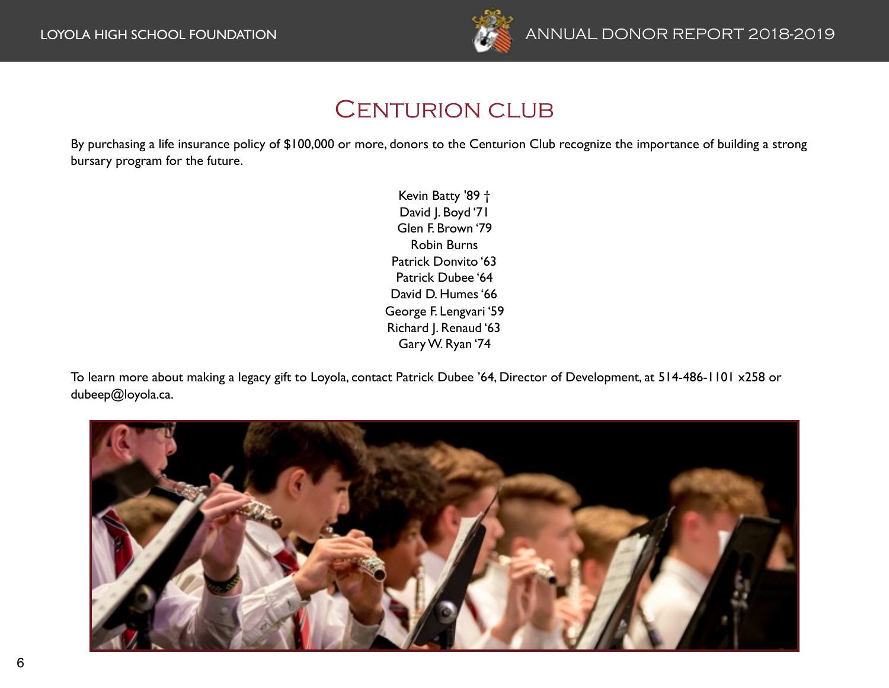# Centurion Club

By purchasing a life insurance policy of $100,000 or more, donors to the Centurion Club recognize the importance of building a strong bursary program for the future.

Kevin Batty '89 †
David J. Boyd '71
Glen F. Brown '79
Robin Burns
Patrick Donvito '63
Patrick Dubee '64
David D. Humes '66
George F. Lengvari '59
Richard J. Renaud '63
Gary W. Ryan '74

To learn more about making a legacy gift to Loyola, contact Patrick Dubee '64, Director of Development, at 514-486-1101 x258 or dubeep@loyola.ca.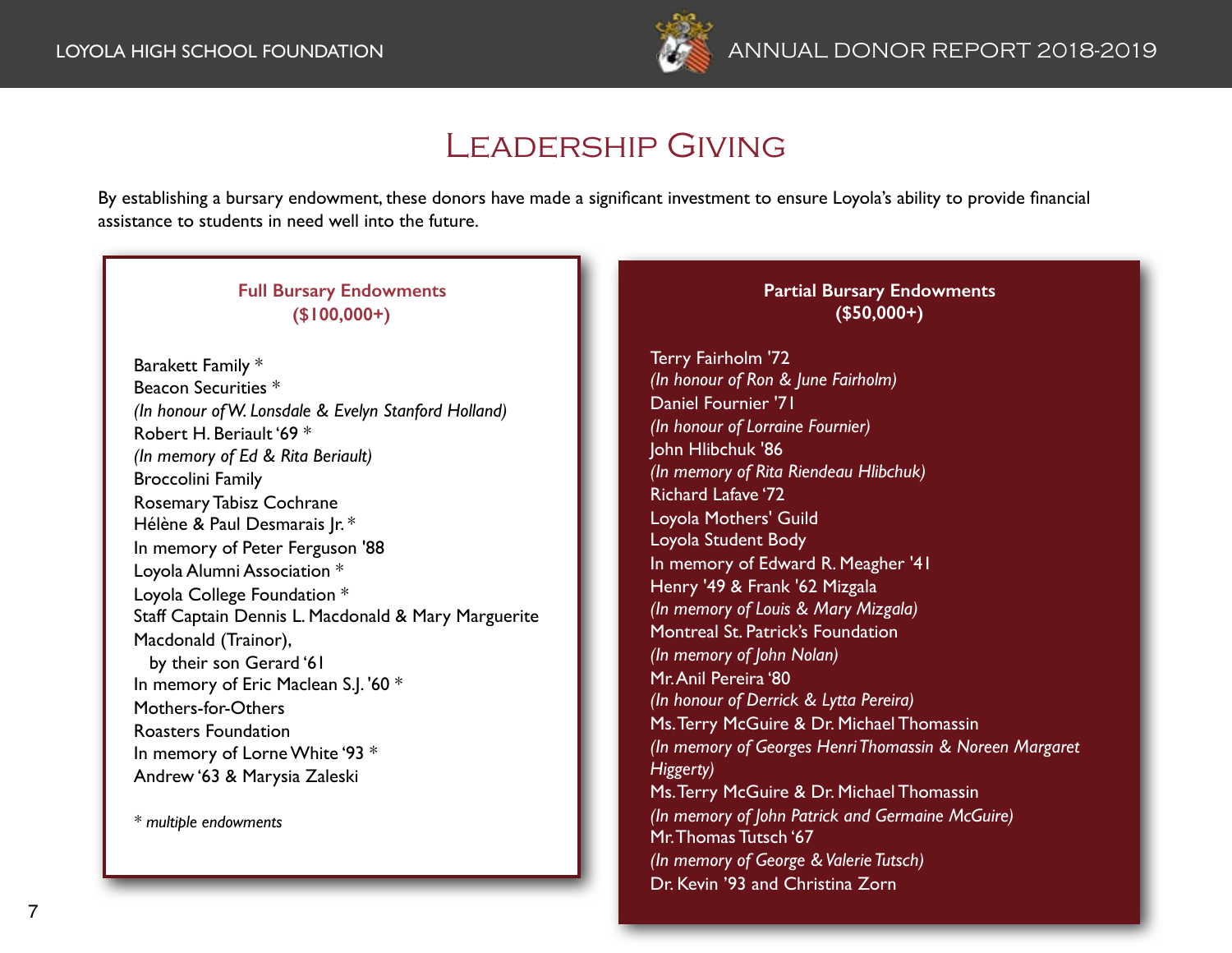# Leadership Giving

By establishing a bursary endowment, these donors have made a significant investment to ensure Loyola's ability to provide financial assistance to students in need well into the future.

## Full Bursary Endowments
## ($100,000+)

Barakett Family *
Beacon Securities *
*(In honour of W. Lonsdale & Evelyn Stanford Holland)*
Robert H. Beriault '69 *
*(In memory of Ed & Rita Beriault)*
Broccolini Family
Rosemary Tabisz Cochrane
Hélène & Paul Desmarais Jr. *
In memory of Peter Ferguson '88
Loyola Alumni Association *
Loyola College Foundation *
Staff Captain Dennis L. Macdonald & Mary Marguerite Macdonald (Trainor),
by their son Gerard '61
In memory of Eric Maclean S.J. '60 *
Mothers-for-Others
Roasters Foundation
In memory of Lorne White '93 *
Andrew '63 & Marysia Zaleski

*\* multiple endowments*

## Partial Bursary Endowments
## ($50,000+)

Terry Fairholm '72
*(In honour of Ron & June Fairholm)*
Daniel Fournier '71
*(In honour of Lorraine Fournier)*
John Hlibchuk '86
*(In memory of Rita Riendeau Hlibchuk)*
Richard Lafave '72
Loyola Mothers' Guild
Loyola Student Body
In memory of Edward R. Meagher '41
Henry '49 & Frank '62 Mizgala
*(In memory of Louis & Mary Mizgala)*
Montreal St. Patrick's Foundation
*(In memory of John Nolan)*
Mr. Anil Pereira '80
*(In honour of Derrick & Lytta Pereira)*
Ms. Terry McGuire & Dr. Michael Thomassin
*(In memory of Georges Henri Thomassin & Noreen Margaret Higgerty)*
Ms. Terry McGuire & Dr. Michael Thomassin
*(In memory of John Patrick and Germaine McGuire)*
Mr. Thomas Tutsch '67
*(In memory of George & Valerie Tutsch)*
Dr. Kevin '93 and Christina Zorn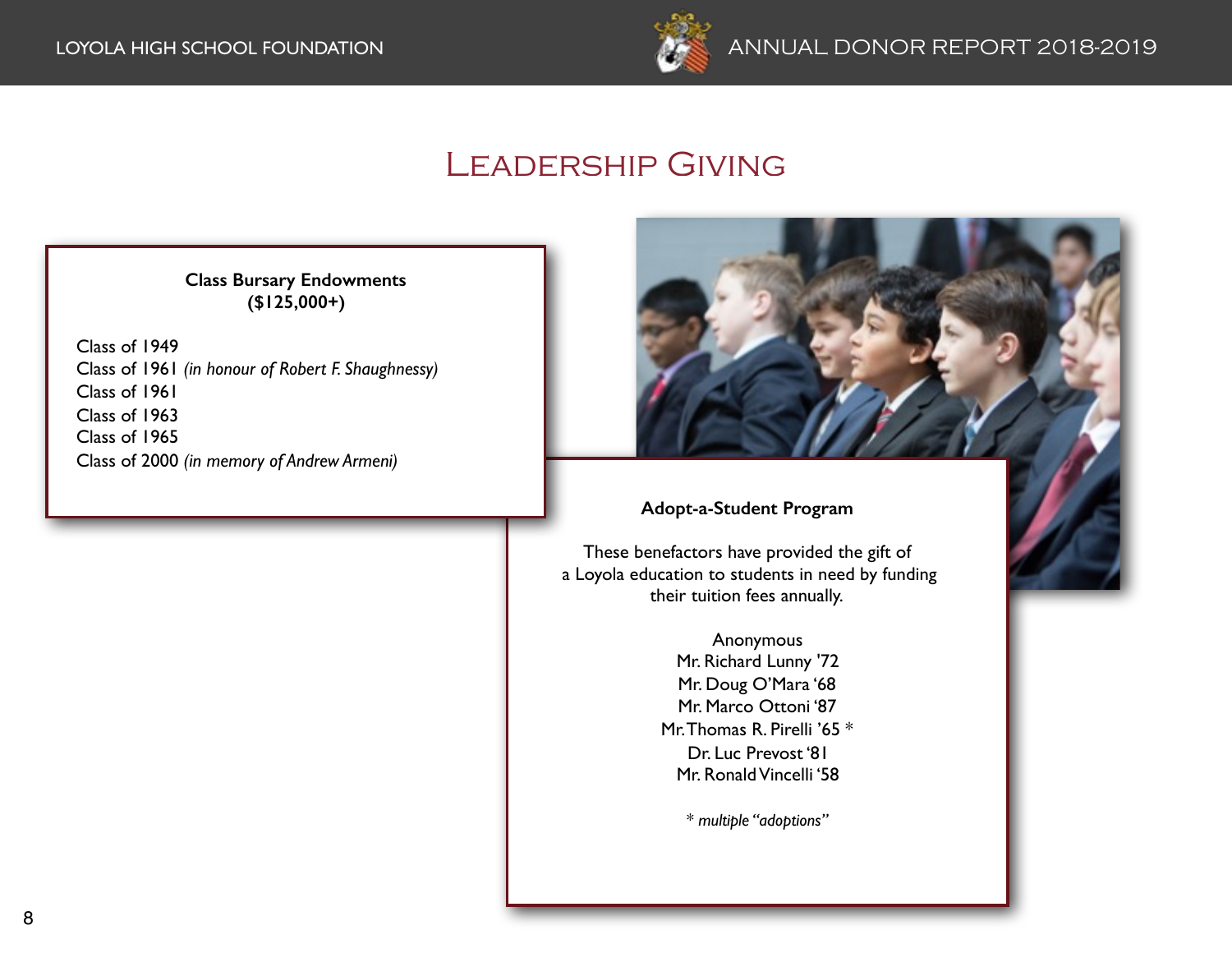# Leadership Giving

**Class Bursary Endowments**
**($125,000+)**

Class of 1949
Class of 1961 *(in honour of Robert F. Shaughnessy)*
Class of 1961
Class of 1963
Class of 1965
Class of 2000 *(in memory of Andrew Armeni)*

**Adopt-a-Student Program**

These benefactors have provided the gift of a Loyola education to students in need by funding their tuition fees annually.

Anonymous
Mr. Richard Lunny '72
Mr. Doug O'Mara '68
Mr. Marco Ottoni '87
Mr. Thomas R. Pirelli '65 *
Dr. Luc Prevost '81
Mr. Ronald Vincelli '58

*\* multiple "adoptions"*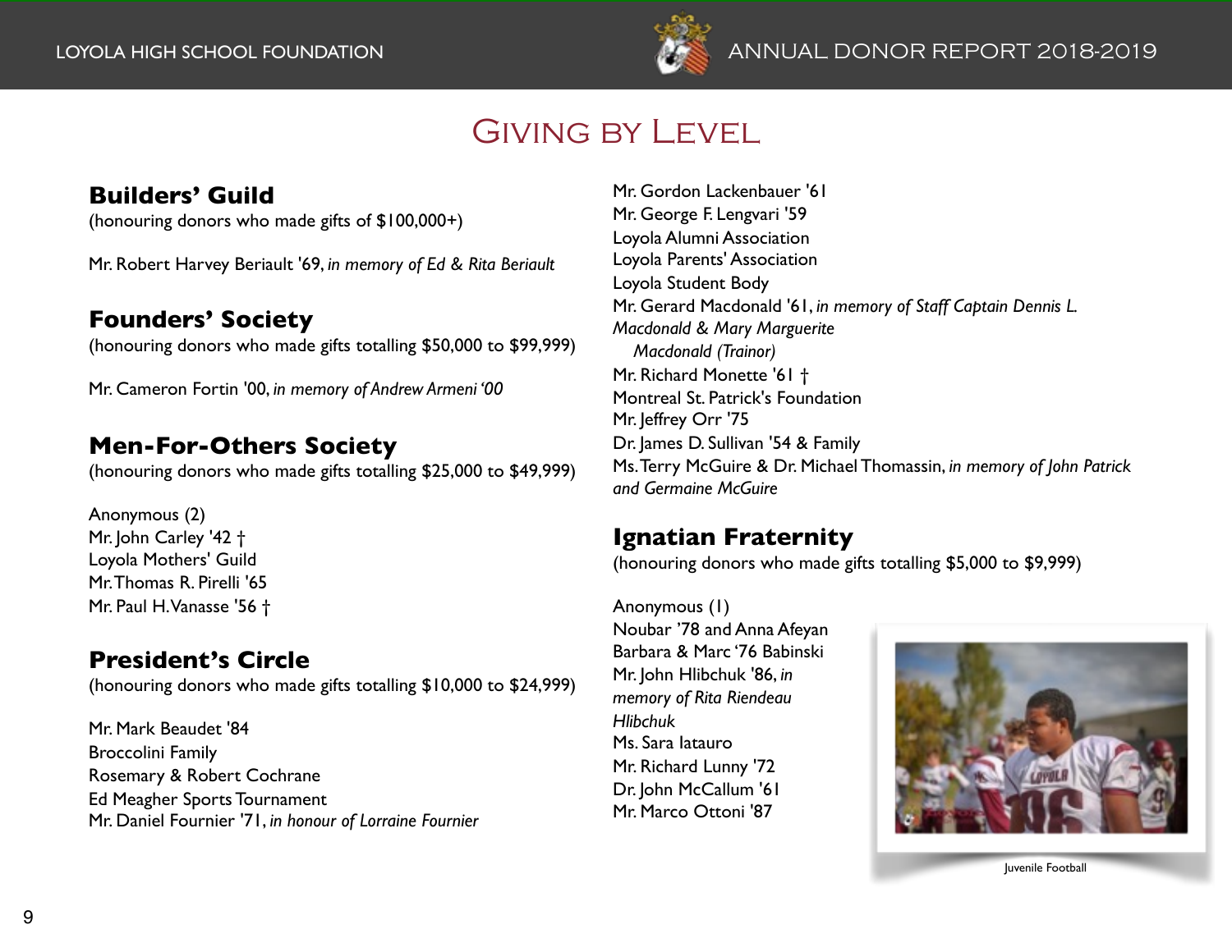# Giving by Level

## Builders' Guild

(honouring donors who made gifts of $100,000+)

Mr. Robert Harvey Beriault '69, *in memory of Ed & Rita Beriault*

## Founders' Society

(honouring donors who made gifts totalling $50,000 to $99,999)

Mr. Cameron Fortin '00, *in memory of Andrew Armeni '00*

## Men-For-Others Society

(honouring donors who made gifts totalling $25,000 to $49,999)

Anonymous (2)
Mr. John Carley '42 †
Loyola Mothers' Guild
Mr. Thomas R. Pirelli '65
Mr. Paul H. Vanasse '56 †

## President's Circle

(honouring donors who made gifts totalling $10,000 to $24,999)

Mr. Mark Beaudet '84
Broccolini Family
Rosemary & Robert Cochrane
Ed Meagher Sports Tournament
Mr. Daniel Fournier '71, *in honour of Lorraine Fournier*
Mr. Gordon Lackenbauer '61
Mr. George F. Lengvari '59
Loyola Alumni Association
Loyola Parents' Association
Loyola Student Body
Mr. Gerard Macdonald '61, *in memory of Staff Captain Dennis L. Macdonald & Mary Marguerite Macdonald (Trainor)*
Mr. Richard Monette '61 †
Montreal St. Patrick's Foundation
Mr. Jeffrey Orr '75
Dr. James D. Sullivan '54 & Family
Ms. Terry McGuire & Dr. Michael Thomassin, *in memory of John Patrick and Germaine McGuire*

## Ignatian Fraternity

(honouring donors who made gifts totalling $5,000 to $9,999)

Anonymous (1)
Noubar '78 and Anna Afeyan
Barbara & Marc '76 Babinski
Mr. John Hlibchuk '86, *in memory of Rita Riendeau Hlibchuk*
Ms. Sara Iatauro
Mr. Richard Lunny '72
Dr. John McCallum '61
Mr. Marco Ottoni '87

Juvenile Football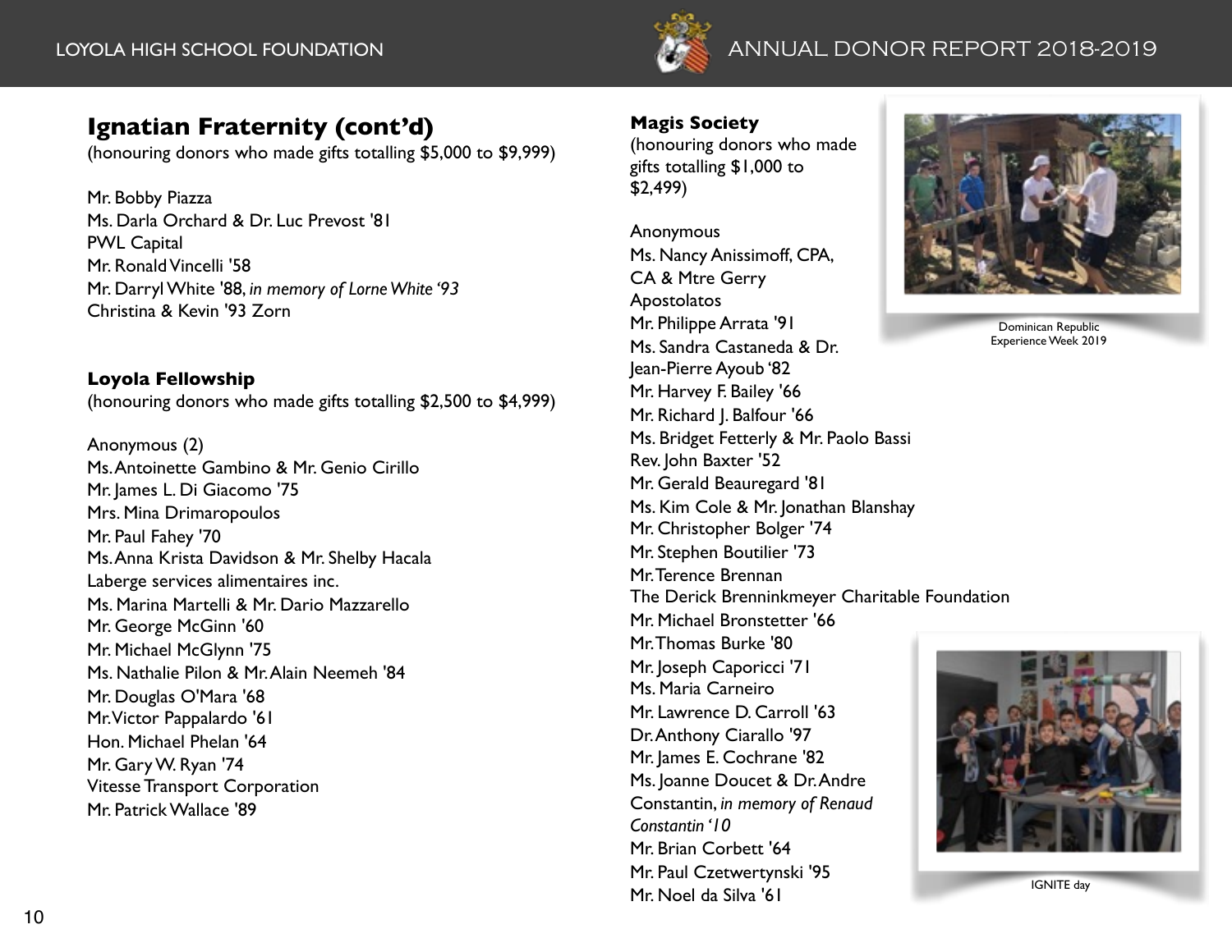## Ignatian Fraternity (cont'd)

(honouring donors who made gifts totalling $5,000 to $9,999)

Mr. Bobby Piazza
Ms. Darla Orchard & Dr. Luc Prevost '81
PWL Capital
Mr. Ronald Vincelli '58
Mr. Darryl White '88, *in memory of Lorne White '93*
Christina & Kevin '93 Zorn

### Loyola Fellowship

(honouring donors who made gifts totalling $2,500 to $4,999)

Anonymous (2)
Ms. Antoinette Gambino & Mr. Genio Cirillo
Mr. James L. Di Giacomo '75
Mrs. Mina Drimaropoulos
Mr. Paul Fahey '70
Ms. Anna Krista Davidson & Mr. Shelby Hacala
Laberge services alimentaires inc.
Ms. Marina Martelli & Mr. Dario Mazzarello
Mr. George McGinn '60
Mr. Michael McGlynn '75
Ms. Nathalie Pilon & Mr. Alain Neemeh '84
Mr. Douglas O'Mara '68
Mr. Victor Pappalardo '61
Hon. Michael Phelan '64
Mr. Gary W. Ryan '74
Vitesse Transport Corporation
Mr. Patrick Wallace '89

### Magis Society

(honouring donors who made gifts totalling $1,000 to $2,499)

Anonymous
Ms. Nancy Anissimoff, CPA, CA & Mtre Gerry Apostolatos
Mr. Philippe Arrata '91
Ms. Sandra Castaneda & Dr. Jean-Pierre Ayoub '82
Mr. Harvey F. Bailey '66
Mr. Richard J. Balfour '66
Ms. Bridget Fetterly & Mr. Paolo Bassi
Rev. John Baxter '52
Mr. Gerald Beauregard '81
Ms. Kim Cole & Mr. Jonathan Blanshay
Mr. Christopher Bolger '74
Mr. Stephen Boutilier '73
Mr. Terence Brennan
The Derick Brenninkmeyer Charitable Foundation
Mr. Michael Bronstetter '66
Mr. Thomas Burke '80
Mr. Joseph Caporicci '71
Ms. Maria Carneiro
Mr. Lawrence D. Carroll '63
Dr. Anthony Ciarallo '97
Mr. James E. Cochrane '82
Ms. Joanne Doucet & Dr. Andre Constantin, *in memory of Renaud Constantin '10*
Mr. Brian Corbett '64
Mr. Paul Czetwertynski '95
Mr. Noel da Silva '61

Dominican Republic Experience Week 2019

IGNITE day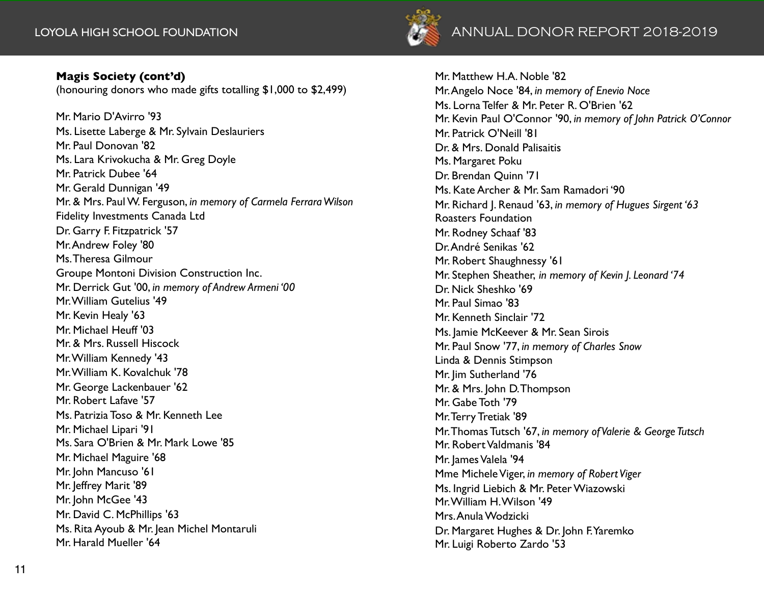**Magis Society (cont'd)**
(honouring donors who made gifts totalling $1,000 to $2,499)

Mr. Mario D'Avirro '93
Ms. Lisette Laberge & Mr. Sylvain Deslauriers
Mr. Paul Donovan '82
Ms. Lara Krivokucha & Mr. Greg Doyle
Mr. Patrick Dubee '64
Mr. Gerald Dunnigan '49
Mr. & Mrs. Paul W. Ferguson, *in memory of Carmela Ferrara Wilson*
Fidelity Investments Canada Ltd
Dr. Garry F. Fitzpatrick '57
Mr. Andrew Foley '80
Ms. Theresa Gilmour
Groupe Montoni Division Construction Inc.
Mr. Derrick Gut '00, *in memory of Andrew Armeni '00*
Mr. William Gutelius '49
Mr. Kevin Healy '63
Mr. Michael Heuff '03
Mr. & Mrs. Russell Hiscock
Mr. William Kennedy '43
Mr. William K. Kovalchuk '78
Mr. George Lackenbauer '62
Mr. Robert Lafave '57
Ms. Patrizia Toso & Mr. Kenneth Lee
Mr. Michael Lipari '91
Ms. Sara O'Brien & Mr. Mark Lowe '85
Mr. Michael Maguire '68
Mr. John Mancuso '61
Mr. Jeffrey Marit '89
Mr. John McGee '43
Mr. David C. McPhillips '63
Ms. Rita Ayoub & Mr. Jean Michel Montaruli
Mr. Harald Mueller '64
Mr. Matthew H.A. Noble '82
Mr. Angelo Noce '84, *in memory of Enevio Noce*
Ms. Lorna Telfer & Mr. Peter R. O'Brien '62
Mr. Kevin Paul O'Connor '90, *in memory of John Patrick O'Connor*
Mr. Patrick O'Neill '81
Dr. & Mrs. Donald Palisaitis
Ms. Margaret Poku
Dr. Brendan Quinn '71
Ms. Kate Archer & Mr. Sam Ramadori '90
Mr. Richard J. Renaud '63, *in memory of Hugues Sirgent '63*
Roasters Foundation
Mr. Rodney Schaaf '83
Dr. André Senikas '62
Mr. Robert Shaughnessy '61
Mr. Stephen Sheather, *in memory of Kevin J. Leonard '74*
Dr. Nick Sheshko '69
Mr. Paul Simao '83
Mr. Kenneth Sinclair '72
Ms. Jamie McKeever & Mr. Sean Sirois
Mr. Paul Snow '77, *in memory of Charles Snow*
Linda & Dennis Stimpson
Mr. Jim Sutherland '76
Mr. & Mrs. John D. Thompson
Mr. Gabe Toth '79
Mr. Terry Tretiak '89
Mr. Thomas Tutsch '67, *in memory of Valerie & George Tutsch*
Mr. Robert Valdmanis '84
Mr. James Valela '94
Mme Michele Viger, *in memory of Robert Viger*
Ms. Ingrid Liebich & Mr. Peter Wiazowski
Mr. William H. Wilson '49
Mrs. Anula Wodzicki
Dr. Margaret Hughes & Dr. John F. Yaremko
Mr. Luigi Roberto Zardo '53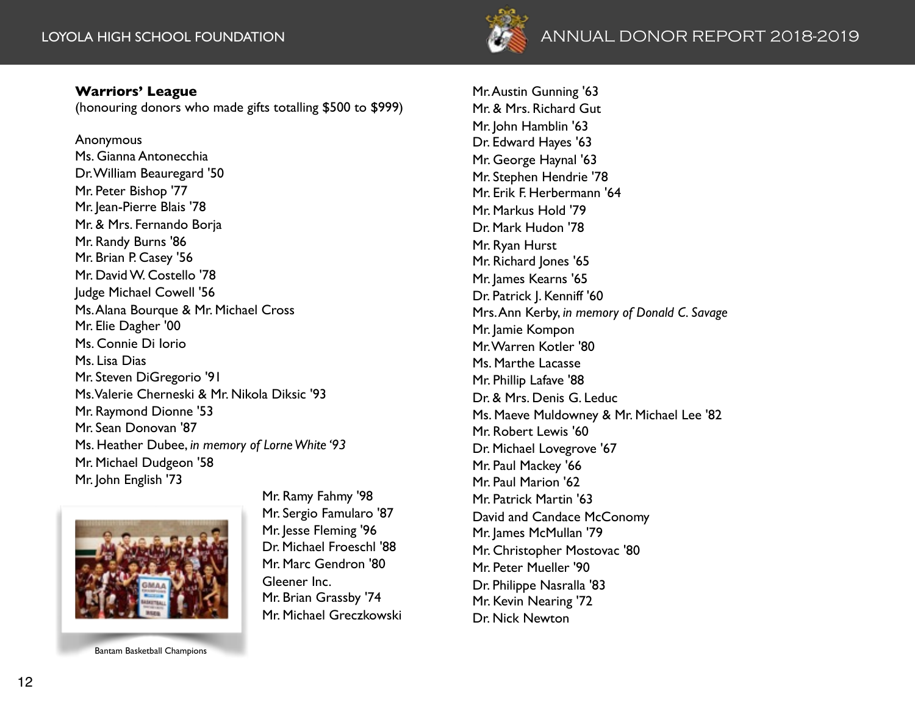**Warriors' League**
(honouring donors who made gifts totalling $500 to $999)

Anonymous
Ms. Gianna Antonecchia
Dr. William Beauregard '50
Mr. Peter Bishop '77
Mr. Jean-Pierre Blais '78
Mr. & Mrs. Fernando Borja
Mr. Randy Burns '86
Mr. Brian P. Casey '56
Mr. David W. Costello '78
Judge Michael Cowell '56
Ms. Alana Bourque & Mr. Michael Cross
Mr. Elie Dagher '00
Ms. Connie Di Iorio
Ms. Lisa Dias
Mr. Steven DiGregorio '91
Ms. Valerie Cherneski & Mr. Nikola Diksic '93
Mr. Raymond Dionne '53
Mr. Sean Donovan '87
Ms. Heather Dubee, *in memory of Lorne White '93*
Mr. Michael Dudgeon '58
Mr. John English '73
Mr. Ramy Fahmy '98
Mr. Sergio Famularo '87
Mr. Jesse Fleming '96
Dr. Michael Froeschl '88
Mr. Marc Gendron '80
Gleener Inc.
Mr. Brian Grassby '74
Mr. Michael Greczkowski

Bantam Basketball Champions

Mr. Austin Gunning '63
Mr. & Mrs. Richard Gut
Mr. John Hamblin '63
Dr. Edward Hayes '63
Mr. George Haynal '63
Mr. Stephen Hendrie '78
Mr. Erik F. Herbermann '64
Mr. Markus Hold '79
Dr. Mark Hudon '78
Mr. Ryan Hurst
Mr. Richard Jones '65
Mr. James Kearns '65
Dr. Patrick J. Kenniff '60
Mrs. Ann Kerby, *in memory of Donald C. Savage*
Mr. Jamie Kompon
Mr. Warren Kotler '80
Ms. Marthe Lacasse
Mr. Phillip Lafave '88
Dr. & Mrs. Denis G. Leduc
Ms. Maeve Muldowney & Mr. Michael Lee '82
Mr. Robert Lewis '60
Dr. Michael Lovegrove '67
Mr. Paul Mackey '66
Mr. Paul Marion '62
Mr. Patrick Martin '63
David and Candace McConomy
Mr. James McMullan '79
Mr. Christopher Mostovac '80
Mr. Peter Mueller '90
Dr. Philippe Nasralla '83
Mr. Kevin Nearing '72
Dr. Nick Newton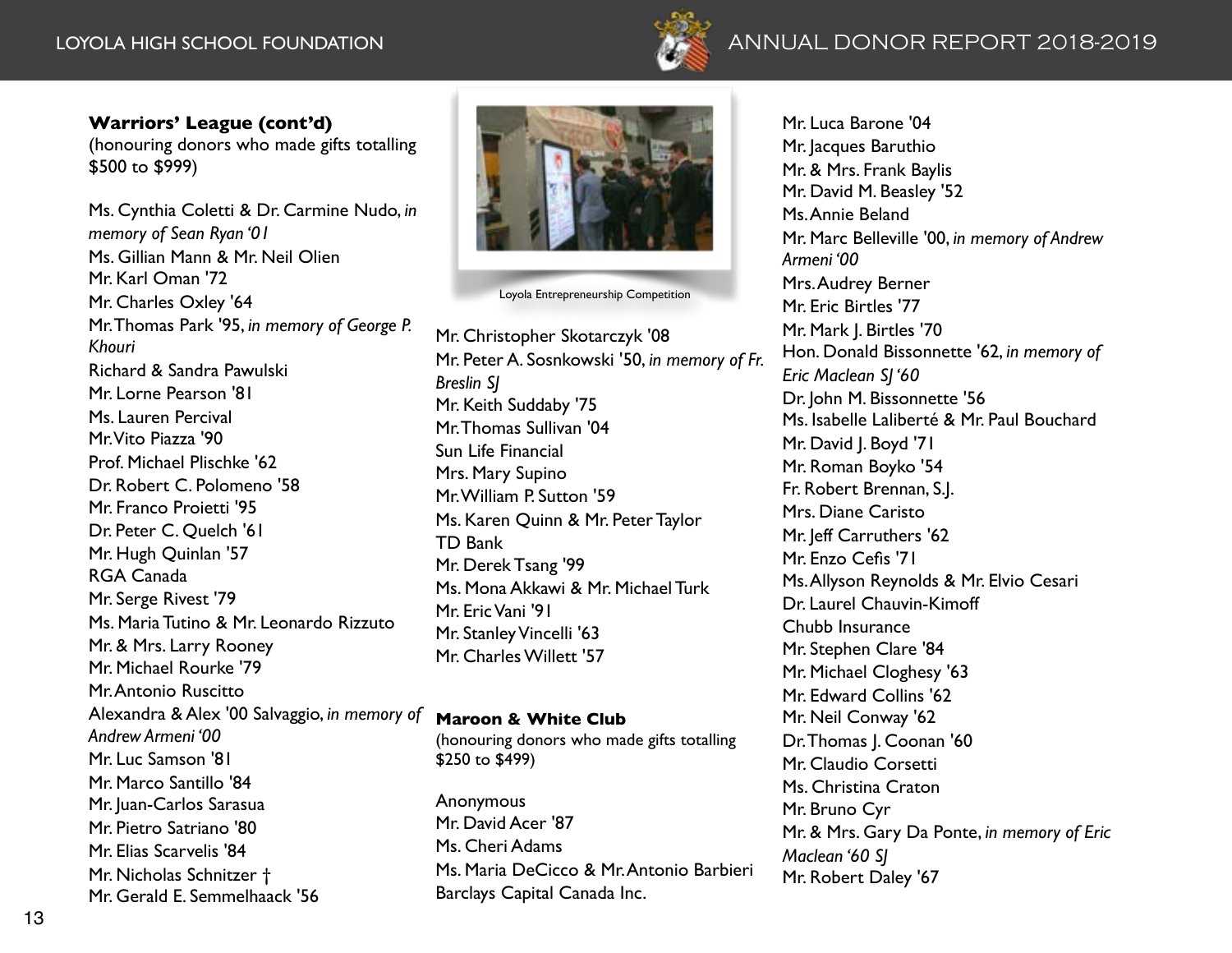**Warriors' League (cont'd)**
(honouring donors who made gifts totalling $500 to $999)

Ms. Cynthia Coletti & Dr. Carmine Nudo, *in memory of Sean Ryan '01*
Ms. Gillian Mann & Mr. Neil Olien
Mr. Karl Oman '72
Mr. Charles Oxley '64
Mr. Thomas Park '95, *in memory of George P. Khouri*
Richard & Sandra Pawulski
Mr. Lorne Pearson '81
Ms. Lauren Percival
Mr. Vito Piazza '90
Prof. Michael Plischke '62
Dr. Robert C. Polomeno '58
Mr. Franco Proietti '95
Dr. Peter C. Quelch '61
Mr. Hugh Quinlan '57
RGA Canada
Mr. Serge Rivest '79
Ms. Maria Tutino & Mr. Leonardo Rizzuto
Mr. & Mrs. Larry Rooney
Mr. Michael Rourke '79
Mr. Antonio Ruscitto
Alexandra & Alex '00 Salvaggio, *in memory of Andrew Armeni '00*
Mr. Luc Samson '81
Mr. Marco Santillo '84
Mr. Juan-Carlos Sarasua
Mr. Pietro Satriano '80
Mr. Elias Scarvelis '84
Mr. Nicholas Schnitzer †
Mr. Gerald E. Semmelhaack '56

Loyola Entrepreneurship Competition

Mr. Christopher Skotarczyk '08
Mr. Peter A. Sosnkowski '50, *in memory of Fr. Breslin SJ*
Mr. Keith Suddaby '75
Mr. Thomas Sullivan '04
Sun Life Financial
Mrs. Mary Supino
Mr. William P. Sutton '59
Ms. Karen Quinn & Mr. Peter Taylor
TD Bank
Mr. Derek Tsang '99
Ms. Mona Akkawi & Mr. Michael Turk
Mr. Eric Vani '91
Mr. Stanley Vincelli '63
Mr. Charles Willett '57

**Maroon & White Club**
(honouring donors who made gifts totalling $250 to $499)

Anonymous
Mr. David Acer '87
Ms. Cheri Adams
Ms. Maria DeCicco & Mr. Antonio Barbieri
Barclays Capital Canada Inc.
Mr. Luca Barone '04
Mr. Jacques Baruthio
Mr. & Mrs. Frank Baylis
Mr. David M. Beasley '52
Ms. Annie Beland
Mr. Marc Belleville '00, *in memory of Andrew Armeni '00*
Mrs. Audrey Berner
Mr. Eric Birtles '77
Mr. Mark J. Birtles '70
Hon. Donald Bissonnette '62, *in memory of Eric Maclean SJ '60*
Dr. John M. Bissonnette '56
Ms. Isabelle Laliberté & Mr. Paul Bouchard
Mr. David J. Boyd '71
Mr. Roman Boyko '54
Fr. Robert Brennan, S.J.
Mrs. Diane Caristo
Mr. Jeff Carruthers '62
Mr. Enzo Cefis '71
Ms. Allyson Reynolds & Mr. Elvio Cesari
Dr. Laurel Chauvin-Kimoff
Chubb Insurance
Mr. Stephen Clare '84
Mr. Michael Cloghesy '63
Mr. Edward Collins '62
Mr. Neil Conway '62
Dr. Thomas J. Coonan '60
Mr. Claudio Corsetti
Ms. Christina Craton
Mr. Bruno Cyr
Mr. & Mrs. Gary Da Ponte, *in memory of Eric Maclean '60 SJ*
Mr. Robert Daley '67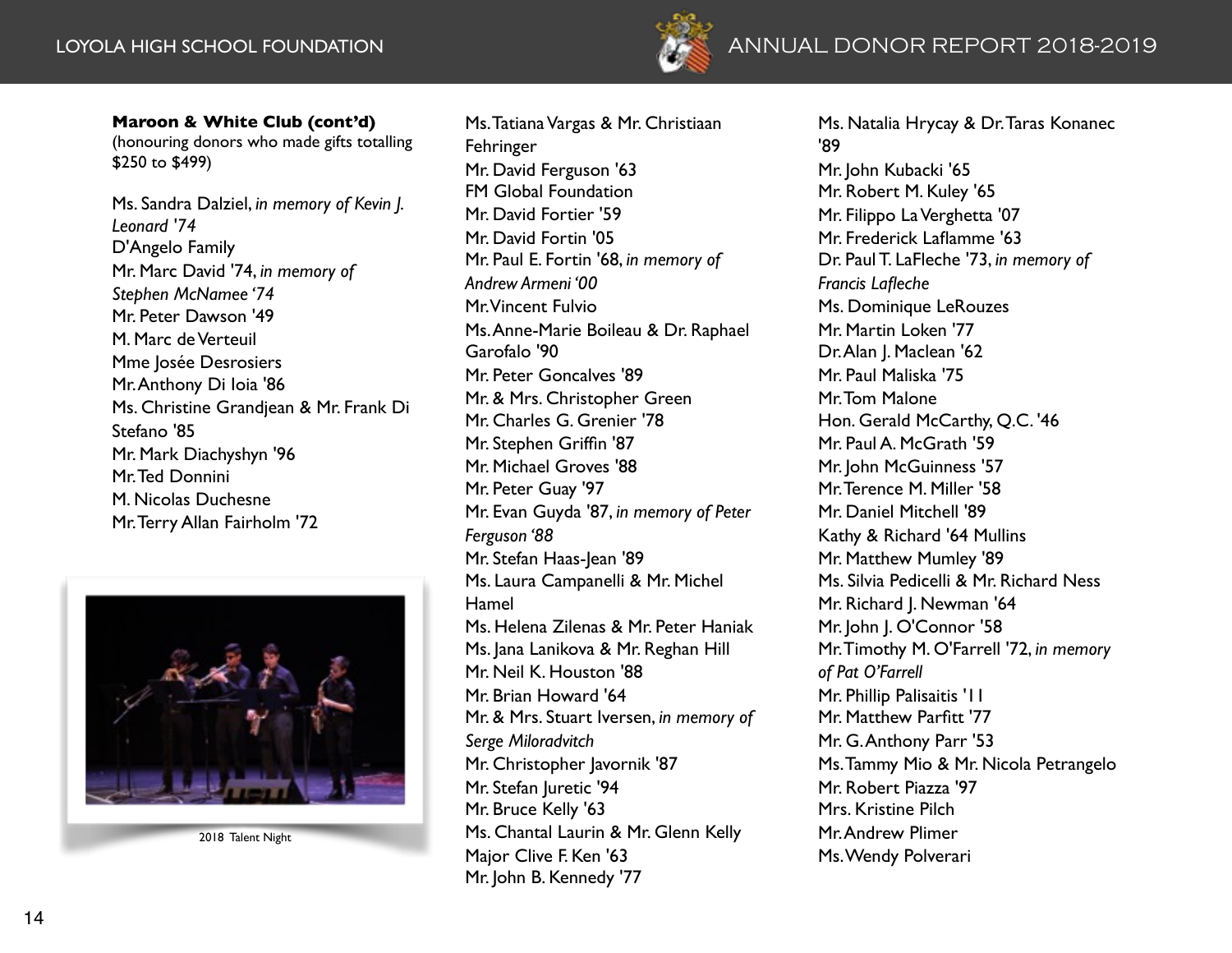**Maroon & White Club (cont'd)**
(honouring donors who made gifts totalling $250 to $499)

Ms. Sandra Dalziel, *in memory of Kevin J. Leonard '74*
D'Angelo Family
Mr. Marc David '74, *in memory of Stephen McNamee '74*
Mr. Peter Dawson '49
M. Marc de Verteuil
Mme Josée Desrosiers
Mr. Anthony Di Ioia '86
Ms. Christine Grandjean & Mr. Frank Di Stefano '85
Mr. Mark Diachyshyn '96
Mr. Ted Donnini
M. Nicolas Duchesne
Mr. Terry Allan Fairholm '72

2018 Talent Night

Ms. Tatiana Vargas & Mr. Christiaan Fehringer
Mr. David Ferguson '63
FM Global Foundation
Mr. David Fortier '59
Mr. David Fortin '05
Mr. Paul E. Fortin '68, *in memory of Andrew Armeni '00*
Mr. Vincent Fulvio
Ms. Anne-Marie Boileau & Dr. Raphael Garofalo '90
Mr. Peter Goncalves '89
Mr. & Mrs. Christopher Green
Mr. Charles G. Grenier '78
Mr. Stephen Griffin '87
Mr. Michael Groves '88
Mr. Peter Guay '97
Mr. Evan Guyda '87, *in memory of Peter Ferguson '88*
Mr. Stefan Haas-Jean '89
Ms. Laura Campanelli & Mr. Michel Hamel
Ms. Helena Zilenas & Mr. Peter Haniak
Ms. Jana Lanikova & Mr. Reghan Hill
Mr. Neil K. Houston '88
Mr. Brian Howard '64
Mr. & Mrs. Stuart Iversen, *in memory of Serge Miloradvitch*
Mr. Christopher Javornik '87
Mr. Stefan Juretic '94
Mr. Bruce Kelly '63
Ms. Chantal Laurin & Mr. Glenn Kelly
Major Clive F. Ken '63
Mr. John B. Kennedy '77

Ms. Natalia Hrycay & Dr. Taras Konanec '89
Mr. John Kubacki '65
Mr. Robert M. Kuley '65
Mr. Filippo La Verghetta '07
Mr. Frederick Laflamme '63
Dr. Paul T. LaFleche '73, *in memory of Francis Lafleche*
Ms. Dominique LeRouzes
Mr. Martin Loken '77
Dr. Alan J. Maclean '62
Mr. Paul Maliska '75
Mr. Tom Malone
Hon. Gerald McCarthy, Q.C. '46
Mr. Paul A. McGrath '59
Mr. John McGuinness '57
Mr. Terence M. Miller '58
Mr. Daniel Mitchell '89
Kathy & Richard '64 Mullins
Mr. Matthew Mumley '89
Ms. Silvia Pedicelli & Mr. Richard Ness
Mr. Richard J. Newman '64
Mr. John J. O'Connor '58
Mr. Timothy M. O'Farrell '72, *in memory of Pat O'Farrell*
Mr. Phillip Palisaitis '11
Mr. Matthew Parfitt '77
Mr. G. Anthony Parr '53
Ms. Tammy Mio & Mr. Nicola Petrangelo
Mr. Robert Piazza '97
Mrs. Kristine Pilch
Mr. Andrew Plimer
Ms. Wendy Polverari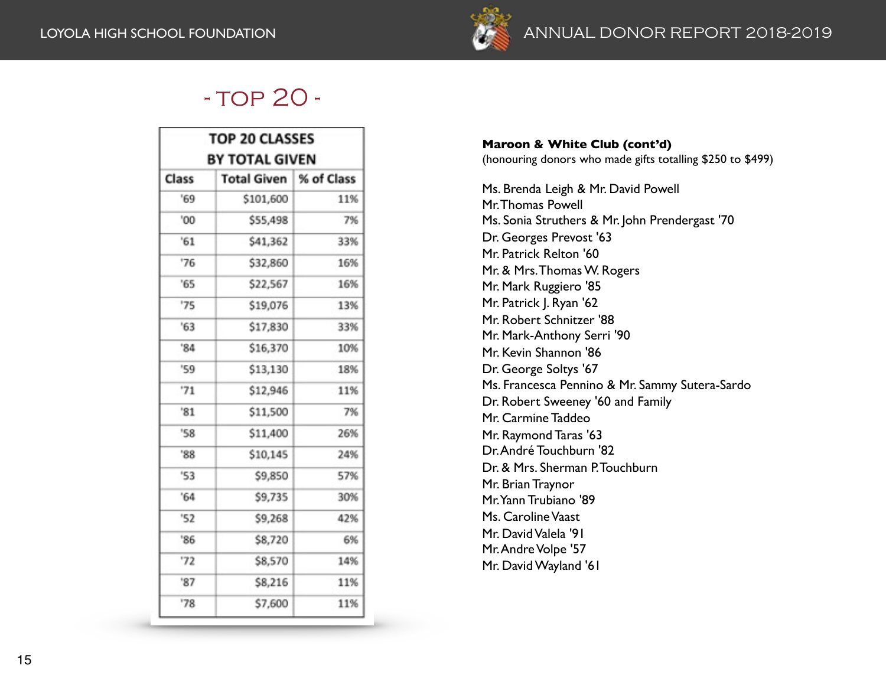## - TOP 20 -

| TOP 20 CLASSES BY TOTAL GIVEN | | |
|---|---|---|
| Class | Total Given | % of Class |
| '69 | $101,600 | 11% |
| '00 | $55,498 | 7% |
| '61 | $41,362 | 33% |
| '76 | $32,860 | 16% |
| '65 | $22,567 | 16% |
| '75 | $19,076 | 13% |
| '63 | $17,830 | 33% |
| '84 | $16,370 | 10% |
| '59 | $13,130 | 18% |
| '71 | $12,946 | 11% |
| '81 | $11,500 | 7% |
| '58 | $11,400 | 26% |
| '88 | $10,145 | 24% |
| '53 | $9,850 | 57% |
| '64 | $9,735 | 30% |
| '52 | $9,268 | 42% |
| '86 | $8,720 | 6% |
| '72 | $8,570 | 14% |
| '87 | $8,216 | 11% |
| '78 | $7,600 | 11% |

**Maroon & White Club (cont'd)**
(honouring donors who made gifts totalling $250 to $499)

Ms. Brenda Leigh & Mr. David Powell
Mr. Thomas Powell
Ms. Sonia Struthers & Mr. John Prendergast '70
Dr. Georges Prevost '63
Mr. Patrick Relton '60
Mr. & Mrs. Thomas W. Rogers
Mr. Mark Ruggiero '85
Mr. Patrick J. Ryan '62
Mr. Robert Schnitzer '88
Mr. Mark-Anthony Serri '90
Mr. Kevin Shannon '86
Dr. George Soltys '67
Ms. Francesca Pennino & Mr. Sammy Sutera-Sardo
Dr. Robert Sweeney '60 and Family
Mr. Carmine Taddeo
Mr. Raymond Taras '63
Dr. André Touchburn '82
Dr. & Mrs. Sherman P. Touchburn
Mr. Brian Traynor
Mr. Yann Trubiano '89
Ms. Caroline Vaast
Mr. David Valela '91
Mr. Andre Volpe '57
Mr. David Wayland '61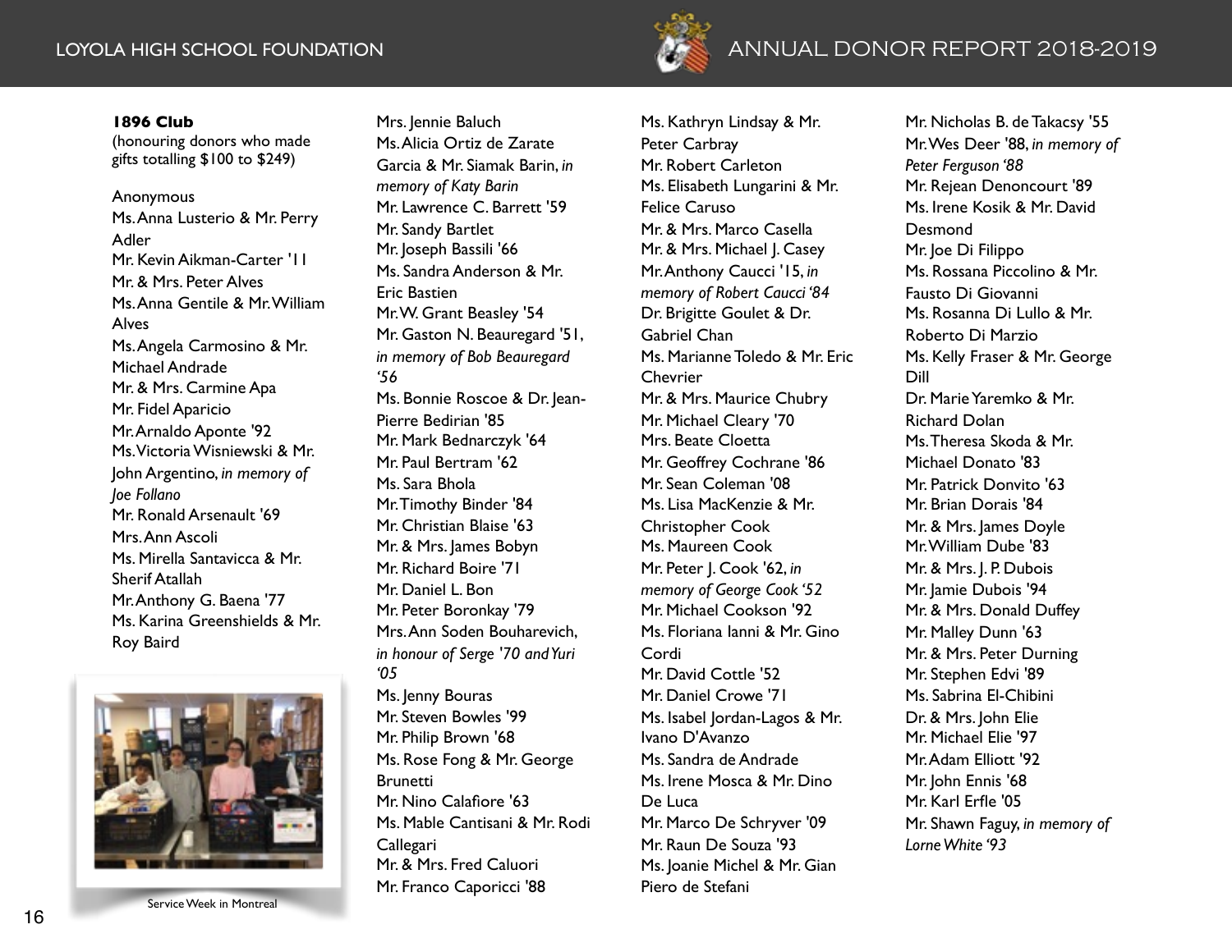**1896 Club**
(honouring donors who made gifts totalling $100 to $249)

Anonymous
Ms. Anna Lusterio & Mr. Perry Adler
Mr. Kevin Aikman-Carter '11
Mr. & Mrs. Peter Alves
Ms. Anna Gentile & Mr. William Alves
Ms. Angela Carmosino & Mr. Michael Andrade
Mr. & Mrs. Carmine Apa
Mr. Fidel Aparicio
Mr. Arnaldo Aponte '92
Ms. Victoria Wisniewski & Mr. John Argentino, *in memory of Joe Follano*
Mr. Ronald Arsenault '69
Mrs. Ann Ascoli
Ms. Mirella Santavicca & Mr. Sherif Atallah
Mr. Anthony G. Baena '77
Ms. Karina Greenshields & Mr. Roy Baird

Service Week in Montreal

Mrs. Jennie Baluch
Ms. Alicia Ortiz de Zarate Garcia & Mr. Siamak Barin, *in memory of Katy Barin*
Mr. Lawrence C. Barrett '59
Mr. Sandy Bartlet
Mr. Joseph Bassili '66
Ms. Sandra Anderson & Mr. Eric Bastien
Mr. W. Grant Beasley '54
Mr. Gaston N. Beauregard '51, *in memory of Bob Beauregard '56*
Ms. Bonnie Roscoe & Dr. Jean-Pierre Bedirian '85
Mr. Mark Bednarczyk '64
Mr. Paul Bertram '62
Ms. Sara Bhola
Mr. Timothy Binder '84
Mr. Christian Blaise '63
Mr. & Mrs. James Bobyn
Mr. Richard Boire '71
Mr. Daniel L. Bon
Mr. Peter Boronkay '79
Mrs. Ann Soden Bouharevich, *in honour of Serge '70 and Yuri '05*
Ms. Jenny Bouras
Mr. Steven Bowles '99
Mr. Philip Brown '68
Ms. Rose Fong & Mr. George Brunetti
Mr. Nino Calafiore '63
Ms. Mable Cantisani & Mr. Rodi Callegari
Mr. & Mrs. Fred Caluori
Mr. Franco Caporicci '88

Ms. Kathryn Lindsay & Mr. Peter Carbray
Mr. Robert Carleton
Ms. Elisabeth Lungarini & Mr. Felice Caruso
Mr. & Mrs. Marco Casella
Mr. & Mrs. Michael J. Casey
Mr. Anthony Caucci '15, *in memory of Robert Caucci '84*
Dr. Brigitte Goulet & Dr. Gabriel Chan
Ms. Marianne Toledo & Mr. Eric Chevrier
Mr. & Mrs. Maurice Chubry
Mr. Michael Cleary '70
Mrs. Beate Cloetta
Mr. Geoffrey Cochrane '86
Mr. Sean Coleman '08
Ms. Lisa MacKenzie & Mr. Christopher Cook
Ms. Maureen Cook
Mr. Peter J. Cook '62, *in memory of George Cook '52*
Mr. Michael Cookson '92
Ms. Floriana Ianni & Mr. Gino Cordi
Mr. David Cottle '52
Mr. Daniel Crowe '71
Ms. Isabel Jordan-Lagos & Mr. Ivano D'Avanzo
Ms. Sandra de Andrade
Ms. Irene Mosca & Mr. Dino De Luca
Mr. Marco De Schryver '09
Mr. Raun De Souza '93
Ms. Joanie Michel & Mr. Gian Piero de Stefani

Mr. Nicholas B. de Takacsy '55
Mr. Wes Deer '88, *in memory of Peter Ferguson '88*
Mr. Rejean Denoncourt '89
Ms. Irene Kosik & Mr. David Desmond
Mr. Joe Di Filippo
Ms. Rossana Piccolino & Mr. Fausto Di Giovanni
Ms. Rosanna Di Lullo & Mr. Roberto Di Marzio
Ms. Kelly Fraser & Mr. George Dill
Dr. Marie Yaremko & Mr. Richard Dolan
Ms. Theresa Skoda & Mr. Michael Donato '83
Mr. Patrick Donvito '63
Mr. Brian Dorais '84
Mr. & Mrs. James Doyle
Mr. William Dube '83
Mr. & Mrs. J. P. Dubois
Mr. Jamie Dubois '94
Mr. & Mrs. Donald Duffey
Mr. Malley Dunn '63
Mr. & Mrs. Peter Durning
Mr. Stephen Edvi '89
Ms. Sabrina El-Chibini
Dr. & Mrs. John Elie
Mr. Michael Elie '97
Mr. Adam Elliott '92
Mr. John Ennis '68
Mr. Karl Erfle '05
Mr. Shawn Faguy, *in memory of Lorne White '93*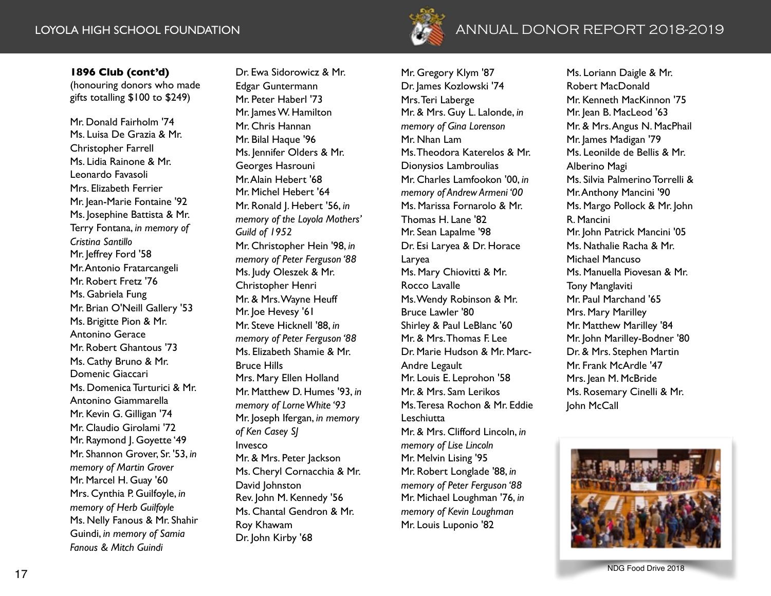**1896 Club (cont'd)**
(honouring donors who made gifts totalling $100 to $249)

Mr. Donald Fairholm '74
Ms. Luisa De Grazia & Mr. Christopher Farrell
Ms. Lidia Rainone & Mr. Leonardo Favasoli
Mrs. Elizabeth Ferrier
Mr. Jean-Marie Fontaine '92
Ms. Josephine Battista & Mr. Terry Fontana, *in memory of Cristina Santillo*
Mr. Jeffrey Ford '58
Mr. Antonio Fratarcangeli
Mr. Robert Fretz '76
Ms. Gabriela Fung
Mr. Brian O'Neill Gallery '53
Ms. Brigitte Pion & Mr. Antonino Gerace
Mr. Robert Ghantous '73
Ms. Cathy Bruno & Mr. Domenic Giaccari
Ms. Domenica Turturici & Mr. Antonino Giammarella
Mr. Kevin G. Gilligan '74
Mr. Claudio Girolami '72
Mr. Raymond J. Goyette '49
Mr. Shannon Grover, Sr. '53, *in memory of Martin Grover*
Mr. Marcel H. Guay '60
Mrs. Cynthia P. Guilfoyle, *in memory of Herb Guilfoyle*
Ms. Nelly Fanous & Mr. Shahir Guindi, *in memory of Samia Fanous & Mitch Guindi*
Dr. Ewa Sidorowicz & Mr. Edgar Guntermann
Mr. Peter Haberl '73
Mr. James W. Hamilton
Mr. Chris Hannan
Mr. Bilal Haque '96
Ms. Jennifer Olders & Mr. Georges Hasrouni
Mr. Alain Hebert '68
Mr. Michel Hebert '64
Mr. Ronald J. Hebert '56, *in memory of the Loyola Mothers' Guild of 1952*
Mr. Christopher Hein '98, *in memory of Peter Ferguson '88*
Ms. Judy Oleszek & Mr. Christopher Henri
Mr. & Mrs. Wayne Heuff
Mr. Joe Hevesy '61
Mr. Steve Hicknell '88, *in memory of Peter Ferguson '88*
Ms. Elizabeth Shamie & Mr. Bruce Hills
Mrs. Mary Ellen Holland
Mr. Matthew D. Humes '93, *in memory of Lorne White '93*
Mr. Joseph Ifergan, *in memory of Ken Casey SJ*
Invesco
Mr. & Mrs. Peter Jackson
Ms. Cheryl Cornacchia & Mr. David Johnston
Rev. John M. Kennedy '56
Ms. Chantal Gendron & Mr. Roy Khawam
Dr. John Kirby '68
Mr. Gregory Klym '87
Dr. James Kozlowski '74
Mrs. Teri Laberge
Mr. & Mrs. Guy L. Lalonde, *in memory of Gina Lorenson*
Mr. Nhan Lam
Ms. Theodora Katerelos & Mr. Dionysios Lambroulias
Mr. Charles Lamfookon '00, *in memory of Andrew Armeni '00*
Ms. Marissa Fornarolo & Mr. Thomas H. Lane '82
Mr. Sean Lapalme '98
Dr. Esi Laryea & Dr. Horace Laryea
Ms. Mary Chiovitti & Mr. Rocco Lavalle
Ms. Wendy Robinson & Mr. Bruce Lawler '80
Shirley & Paul LeBlanc '60
Mr. & Mrs. Thomas F. Lee
Dr. Marie Hudson & Mr. Marc-Andre Legault
Mr. Louis E. Leprohon '58
Mr. & Mrs. Sam Lerikos
Ms. Teresa Rochon & Mr. Eddie Leschiutta
Mr. & Mrs. Clifford Lincoln, *in memory of Lise Lincoln*
Mr. Melvin Lising '95
Mr. Robert Longlade '88, *in memory of Peter Ferguson '88*
Mr. Michael Loughman '76, *in memory of Kevin Loughman*
Mr. Louis Luponio '82
Ms. Loriann Daigle & Mr. Robert MacDonald
Mr. Kenneth MacKinnon '75
Mr. Jean B. MacLeod '63
Mr. & Mrs. Angus N. MacPhail
Mr. James Madigan '79
Ms. Leonilde de Bellis & Mr. Alberino Magi
Ms. Silvia Palmerino Torrelli & Mr. Anthony Mancini '90
Ms. Margo Pollock & Mr. John R. Mancini
Mr. John Patrick Mancini '05
Ms. Nathalie Racha & Mr. Michael Mancuso
Ms. Manuella Piovesan & Mr. Tony Manglaviti
Mr. Paul Marchand '65
Mrs. Mary Marilley
Mr. Matthew Marilley '84
Mr. John Marilley-Bodner '80
Dr. & Mrs. Stephen Martin
Mr. Frank McArdle '47
Mrs. Jean M. McBride
Ms. Rosemary Cinelli & Mr. John McCall

NDG Food Drive 2018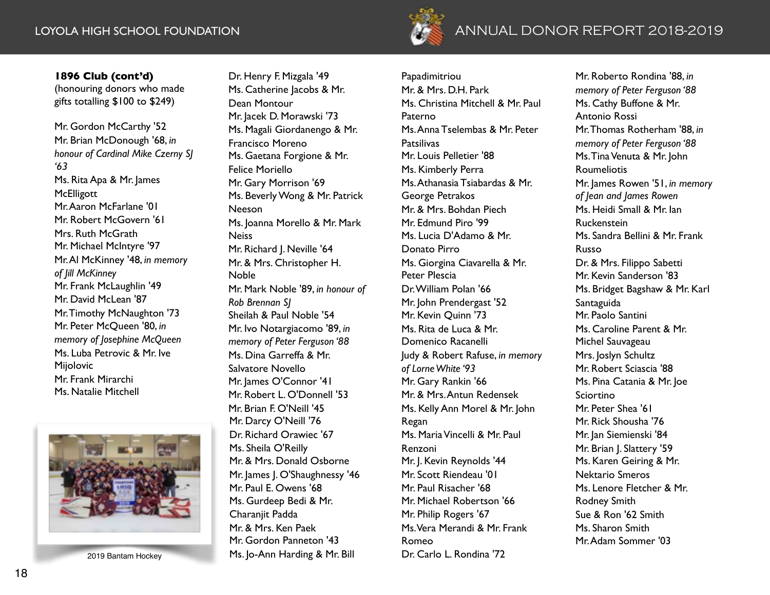**1896 Club (cont'd)**
(honouring donors who made gifts totalling $100 to $249)

Mr. Gordon McCarthy '52
Mr. Brian McDonough '68, *in honour of Cardinal Mike Czerny SJ '63*
Ms. Rita Apa & Mr. James McElligott
Mr. Aaron McFarlane '01
Mr. Robert McGovern '61
Mrs. Ruth McGrath
Mr. Michael McIntyre '97
Mr. Al McKinney '48, *in memory of Jill McKinney*
Mr. Frank McLaughlin '49
Mr. David McLean '87
Mr. Timothy McNaughton '73
Mr. Peter McQueen '80, *in memory of Josephine McQueen*
Ms. Luba Petrovic & Mr. Ive Mijolovic
Mr. Frank Mirarchi
Ms. Natalie Mitchell

2019 Bantam Hockey

Dr. Henry F. Mizgala '49
Ms. Catherine Jacobs & Mr. Dean Montour
Mr. Jacek D. Morawski '73
Ms. Magali Giordanengo & Mr. Francisco Moreno
Ms. Gaetana Forgione & Mr. Felice Moriello
Mr. Gary Morrison '69
Ms. Beverly Wong & Mr. Patrick Neeson
Ms. Joanna Morello & Mr. Mark Neiss
Mr. Richard J. Neville '64
Mr. & Mrs. Christopher H. Noble
Mr. Mark Noble '89, *in honour of Rob Brennan SJ*
Sheilah & Paul Noble '54
Mr. Ivo Notargiacomo '89, *in memory of Peter Ferguson '88*
Ms. Dina Garreffa & Mr. Salvatore Novello
Mr. James O'Connor '41
Mr. Robert L. O'Donnell '53
Mr. Brian F. O'Neill '45
Mr. Darcy O'Neill '76
Dr. Richard Orawiec '67
Ms. Sheila O'Reilly
Mr. & Mrs. Donald Osborne
Mr. James J. O'Shaughnessy '46
Mr. Paul E. Owens '68
Ms. Gurdeep Bedi & Mr. Charanjit Padda
Mr. & Mrs. Ken Paek
Mr. Gordon Panneton '43
Ms. Jo-Ann Harding & Mr. Bill Papadimitriou
Mr. & Mrs. D.H. Park
Ms. Christina Mitchell & Mr. Paul Paterno
Ms. Anna Tselembas & Mr. Peter Patsilivas
Mr. Louis Pelletier '88
Ms. Kimberly Perra
Ms. Athanasia Tsiabardas & Mr. George Petrakos
Mr. & Mrs. Bohdan Piech
Mr. Edmund Piro '99
Ms. Lucia D'Adamo & Mr. Donato Pirro
Ms. Giorgina Ciavarella & Mr. Peter Plescia
Dr. William Polan '66
Mr. John Prendergast '52
Mr. Kevin Quinn '73
Ms. Rita de Luca & Mr. Domenico Racanelli
Judy & Robert Rafuse, *in memory of Lorne White '93*
Mr. Gary Rankin '66
Mr. & Mrs. Antun Redensek
Ms. Kelly Ann Morel & Mr. John Regan
Ms. Maria Vincelli & Mr. Paul Renzoni
Mr. J. Kevin Reynolds '44
Mr. Scott Riendeau '01
Mr. Paul Risacher '68
Mr. Michael Robertson '66
Mr. Philip Rogers '67
Ms. Vera Merandi & Mr. Frank Romeo
Dr. Carlo L. Rondina '72
Mr. Roberto Rondina '88, *in memory of Peter Ferguson '88*
Ms. Cathy Buffone & Mr. Antonio Rossi
Mr. Thomas Rotherham '88, *in memory of Peter Ferguson '88*
Ms. Tina Venuta & Mr. John Roumeliotis
Mr. James Rowen '51, *in memory of Jean and James Rowen*
Ms. Heidi Small & Mr. Ian Ruckenstein
Ms. Sandra Bellini & Mr. Frank Russo
Dr. & Mrs. Filippo Sabetti
Mr. Kevin Sanderson '83
Ms. Bridget Bagshaw & Mr. Karl Santaguida
Mr. Paolo Santini
Ms. Caroline Parent & Mr. Michel Sauvageau
Mrs. Joslyn Schultz
Mr. Robert Sciascia '88
Ms. Pina Catania & Mr. Joe Sciortino
Mr. Peter Shea '61
Mr. Rick Shousha '76
Mr. Jan Siemienski '84
Mr. Brian J. Slattery '59
Ms. Karen Geiring & Mr. Nektario Smeros
Ms. Lenore Fletcher & Mr. Rodney Smith
Sue & Ron '62 Smith
Ms. Sharon Smith
Mr. Adam Sommer '03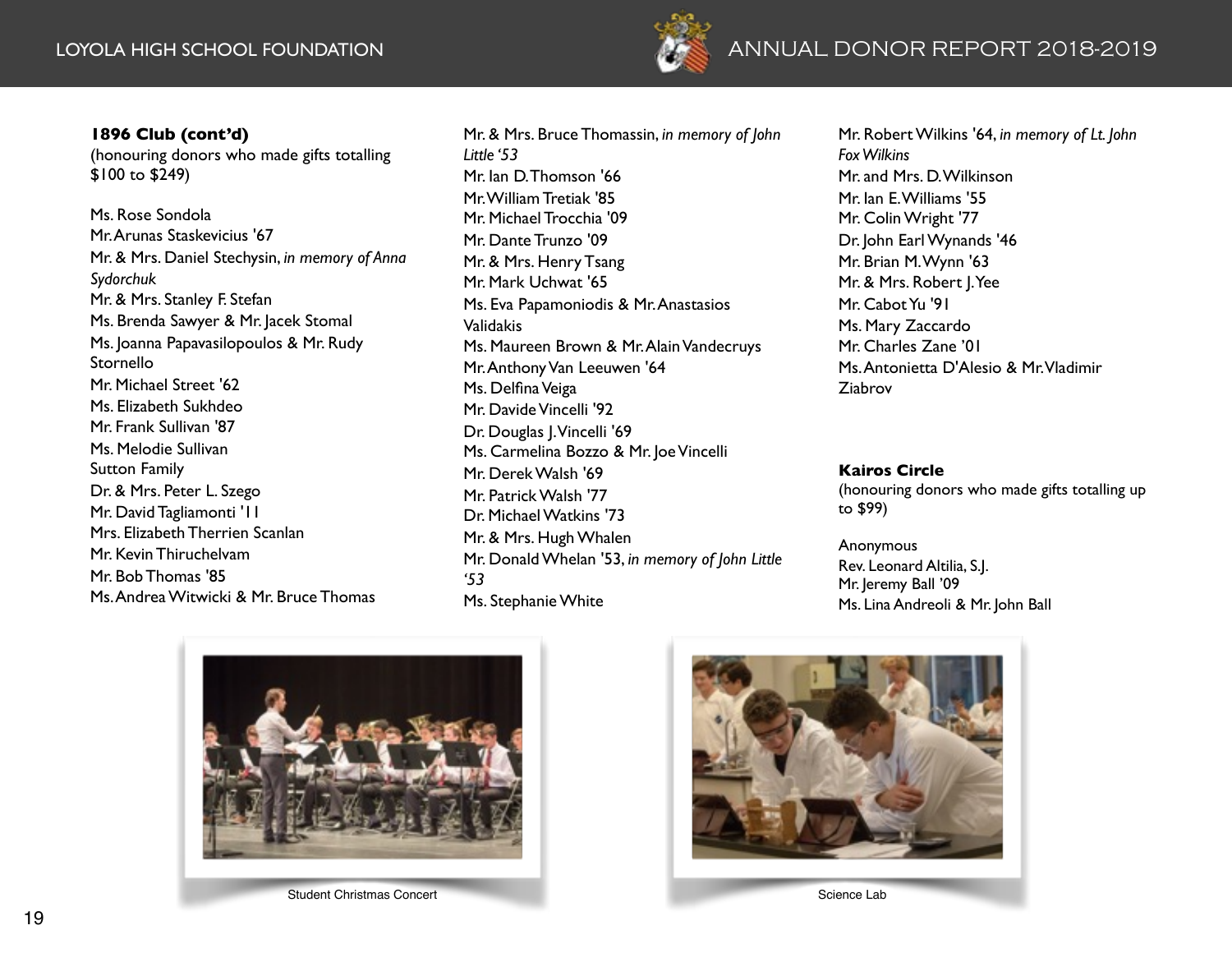**1896 Club (cont'd)**
(honouring donors who made gifts totalling $100 to $249)

Ms. Rose Sondola
Mr. Arunas Staskevicius '67
Mr. & Mrs. Daniel Stechysin, *in memory of Anna Sydorchuk*
Mr. & Mrs. Stanley F. Stefan
Ms. Brenda Sawyer & Mr. Jacek Stomal
Ms. Joanna Papavasilopoulos & Mr. Rudy Stornello
Mr. Michael Street '62
Ms. Elizabeth Sukhdeo
Mr. Frank Sullivan '87
Ms. Melodie Sullivan
Sutton Family
Dr. & Mrs. Peter L. Szego
Mr. David Tagliamonti '11
Mrs. Elizabeth Therrien Scanlan
Mr. Kevin Thiruchelvam
Mr. Bob Thomas '85
Ms. Andrea Witwicki & Mr. Bruce Thomas
Mr. & Mrs. Bruce Thomassin, *in memory of John Little '53*
Mr. Ian D. Thomson '66
Mr. William Tretiak '85
Mr. Michael Trocchia '09
Mr. Dante Trunzo '09
Mr. & Mrs. Henry Tsang
Mr. Mark Uchwat '65
Ms. Eva Papamoniodis & Mr. Anastasios Validakis
Ms. Maureen Brown & Mr. Alain Vandecruys
Mr. Anthony Van Leeuwen '64
Ms. Delfina Veiga
Mr. Davide Vincelli '92
Dr. Douglas J. Vincelli '69
Ms. Carmelina Bozzo & Mr. Joe Vincelli
Mr. Derek Walsh '69
Mr. Patrick Walsh '77
Dr. Michael Watkins '73
Mr. & Mrs. Hugh Whalen
Mr. Donald Whelan '53, *in memory of John Little '53*
Ms. Stephanie White
Mr. Robert Wilkins '64, *in memory of Lt. John Fox Wilkins*
Mr. and Mrs. D. Wilkinson
Mr. Ian E. Williams '55
Mr. Colin Wright '77
Dr. John Earl Wynands '46
Mr. Brian M. Wynn '63
Mr. & Mrs. Robert J. Yee
Mr. Cabot Yu '91
Ms. Mary Zaccardo
Mr. Charles Zane '01
Ms. Antonietta D'Alesio & Mr. Vladimir Ziabrov

**Kairos Circle**
(honouring donors who made gifts totalling up to $99)

Anonymous
Rev. Leonard Altilia, S.J.
Mr. Jeremy Ball '09
Ms. Lina Andreoli & Mr. John Ball

Student Christmas Concert

Science Lab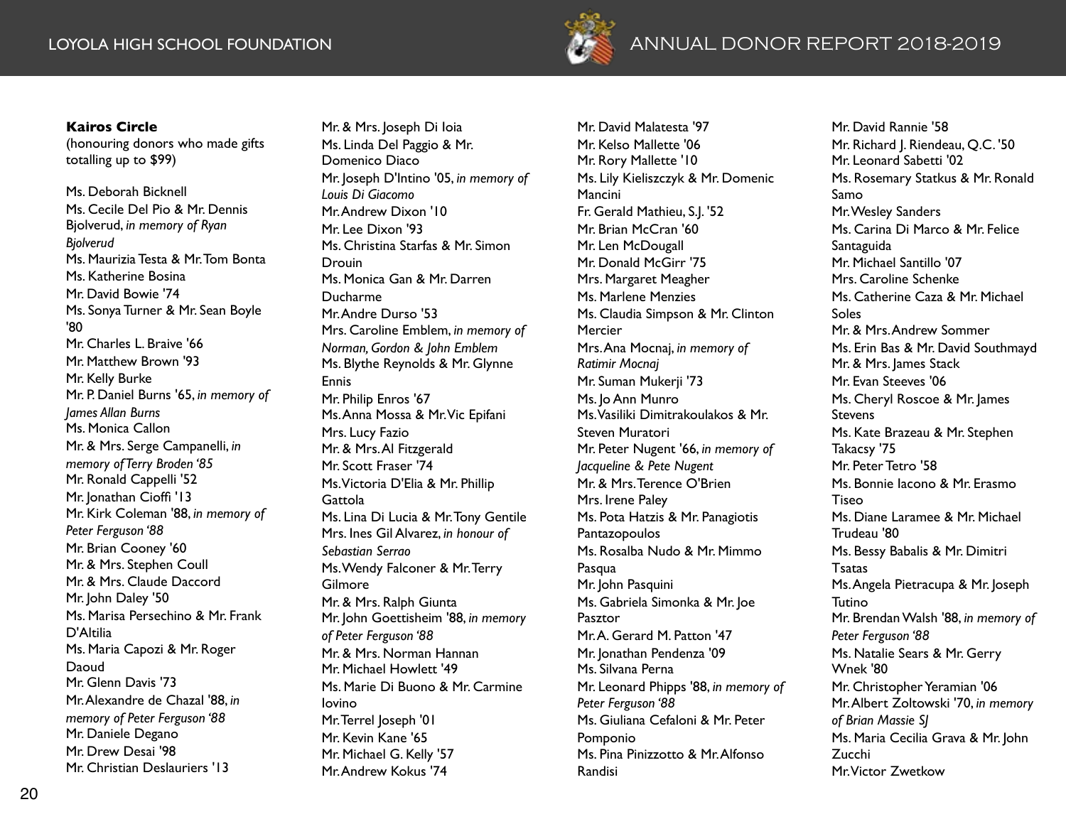**Kairos Circle**
(honouring donors who made gifts totalling up to $99)

Ms. Deborah Bicknell
Ms. Cecile Del Pio & Mr. Dennis Bjolverud, *in memory of Ryan Bjolverud*
Ms. Maurizia Testa & Mr. Tom Bonta
Ms. Katherine Bosina
Mr. David Bowie '74
Ms. Sonya Turner & Mr. Sean Boyle '80
Mr. Charles L. Braive '66
Mr. Matthew Brown '93
Mr. Kelly Burke
Mr. P. Daniel Burns '65, *in memory of James Allan Burns*
Ms. Monica Callon
Mr. & Mrs. Serge Campanelli, *in memory of Terry Broden '85*
Mr. Ronald Cappelli '52
Mr. Jonathan Cioffi '13
Mr. Kirk Coleman '88, *in memory of Peter Ferguson '88*
Mr. Brian Cooney '60
Mr. & Mrs. Stephen Coull
Mr. & Mrs. Claude Daccord
Mr. John Daley '50
Ms. Marisa Persechino & Mr. Frank D'Altilia
Ms. Maria Capozi & Mr. Roger Daoud
Mr. Glenn Davis '73
Mr. Alexandre de Chazal '88, *in memory of Peter Ferguson '88*
Mr. Daniele Degano
Mr. Drew Desai '98
Mr. Christian Deslauriers '13
Mr. & Mrs. Joseph Di Ioia
Ms. Linda Del Paggio & Mr. Domenico Diaco
Mr. Joseph D'Intino '05, *in memory of Louis Di Giacomo*
Mr. Andrew Dixon '10
Mr. Lee Dixon '93
Ms. Christina Starfas & Mr. Simon Drouin
Ms. Monica Gan & Mr. Darren Ducharme
Mr. Andre Durso '53
Mrs. Caroline Emblem, *in memory of Norman, Gordon & John Emblem*
Ms. Blythe Reynolds & Mr. Glynne Ennis
Mr. Philip Enros '67
Ms. Anna Mossa & Mr. Vic Epifani
Mrs. Lucy Fazio
Mr. & Mrs. Al Fitzgerald
Mr. Scott Fraser '74
Ms. Victoria D'Elia & Mr. Phillip Gattola
Ms. Lina Di Lucia & Mr. Tony Gentile
Mrs. Ines Gil Alvarez, *in honour of Sebastian Serrao*
Ms. Wendy Falconer & Mr. Terry Gilmore
Mr. & Mrs. Ralph Giunta
Mr. John Goettisheim '88, *in memory of Peter Ferguson '88*
Mr. & Mrs. Norman Hannan
Mr. Michael Howlett '49
Ms. Marie Di Buono & Mr. Carmine Iovino
Mr. Terrel Joseph '01
Mr. Kevin Kane '65
Mr. Michael G. Kelly '57
Mr. Andrew Kokus '74
Mr. David Malatesta '97
Mr. Kelso Mallette '06
Mr. Rory Mallette '10
Ms. Lily Kieliszczyk & Mr. Domenic Mancini
Fr. Gerald Mathieu, S.J. '52
Mr. Brian McCran '60
Mr. Len McDougall
Mr. Donald McGirr '75
Mrs. Margaret Meagher
Ms. Marlene Menzies
Ms. Claudia Simpson & Mr. Clinton Mercier
Mrs. Ana Mocnaj, *in memory of Ratimir Mocnaj*
Mr. Suman Mukerji '73
Ms. Jo Ann Munro
Ms. Vasiliki Dimitrakoulakos & Mr. Steven Muratori
Mr. Peter Nugent '66, *in memory of Jacqueline & Pete Nugent*
Mr. & Mrs. Terence O'Brien
Mrs. Irene Paley
Ms. Pota Hatzis & Mr. Panagiotis Pantazopoulos
Ms. Rosalba Nudo & Mr. Mimmo Pasqua
Mr. John Pasquini
Ms. Gabriela Simonka & Mr. Joe Pasztor
Mr. A. Gerard M. Patton '47
Mr. Jonathan Pendenza '09
Ms. Silvana Perna
Mr. Leonard Phipps '88, *in memory of Peter Ferguson '88*
Ms. Giuliana Cefaloni & Mr. Peter Pomponio
Ms. Pina Pinizzotto & Mr. Alfonso Randisi
Mr. David Rannie '58
Mr. Richard J. Riendeau, Q.C. '50
Mr. Leonard Sabetti '02
Ms. Rosemary Statkus & Mr. Ronald Samo
Mr. Wesley Sanders
Ms. Carina Di Marco & Mr. Felice Santaguida
Mr. Michael Santillo '07
Mrs. Caroline Schenke
Ms. Catherine Caza & Mr. Michael Soles
Mr. & Mrs. Andrew Sommer
Ms. Erin Bas & Mr. David Southmayd
Mr. & Mrs. James Stack
Mr. Evan Steeves '06
Ms. Cheryl Roscoe & Mr. James Stevens
Ms. Kate Brazeau & Mr. Stephen Takacsy '75
Mr. Peter Tetro '58
Ms. Bonnie Iacono & Mr. Erasmo Tiseo
Ms. Diane Laramee & Mr. Michael Trudeau '80
Ms. Bessy Babalis & Mr. Dimitri Tsatas
Ms. Angela Pietracupa & Mr. Joseph Tutino
Mr. Brendan Walsh '88, *in memory of Peter Ferguson '88*
Ms. Natalie Sears & Mr. Gerry Wnek '80
Mr. Christopher Yeramian '06
Mr. Albert Zoltowski '70, *in memory of Brian Massie SJ*
Ms. Maria Cecilia Grava & Mr. John Zucchi
Mr. Victor Zwetkow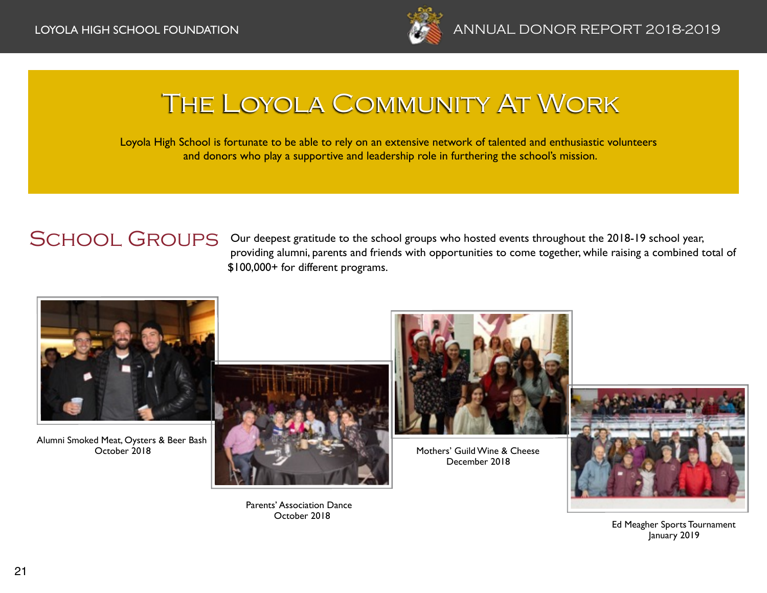# The Loyola Community At Work

Loyola High School is fortunate to be able to rely on an extensive network of talented and enthusiastic volunteers and donors who play a supportive and leadership role in furthering the school's mission.

## School Groups

Our deepest gratitude to the school groups who hosted events throughout the 2018-19 school year, providing alumni, parents and friends with opportunities to come together, while raising a combined total of $100,000+ for different programs.

Alumni Smoked Meat, Oysters & Beer Bash
October 2018

Parents' Association Dance
October 2018

Mothers' Guild Wine & Cheese
December 2018

Ed Meagher Sports Tournament
January 2019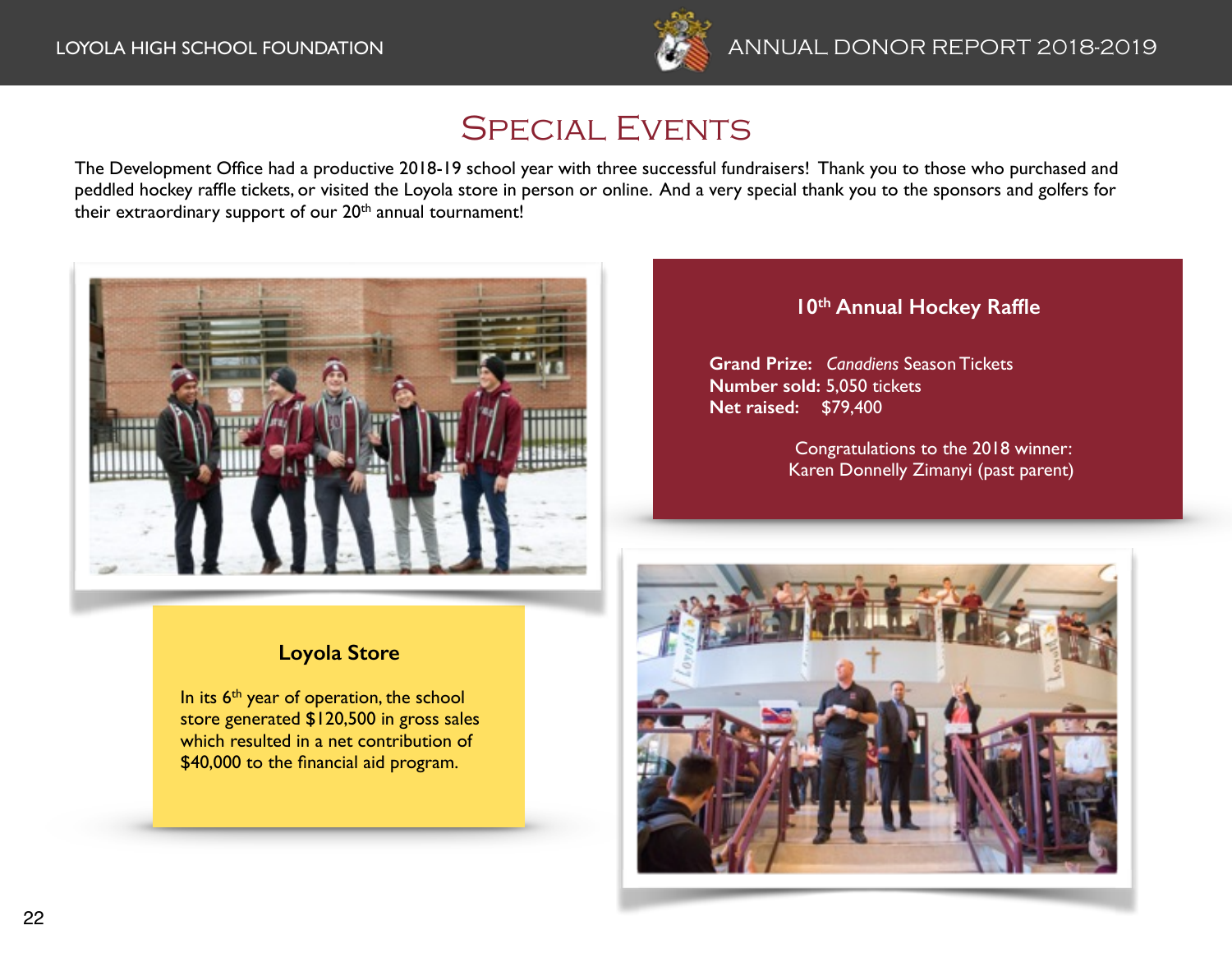# Special Events

The Development Office had a productive 2018-19 school year with three successful fundraisers! Thank you to those who purchased and peddled hockey raffle tickets, or visited the Loyola store in person or online. And a very special thank you to the sponsors and golfers for their extraordinary support of our 20th annual tournament!

## 10th Annual Hockey Raffle

**Grand Prize:** *Canadiens* Season Tickets
**Number sold:** 5,050 tickets
**Net raised:** $79,400

Congratulations to the 2018 winner:
Karen Donnelly Zimanyi (past parent)

## Loyola Store

In its 6th year of operation, the school store generated $120,500 in gross sales which resulted in a net contribution of $40,000 to the financial aid program.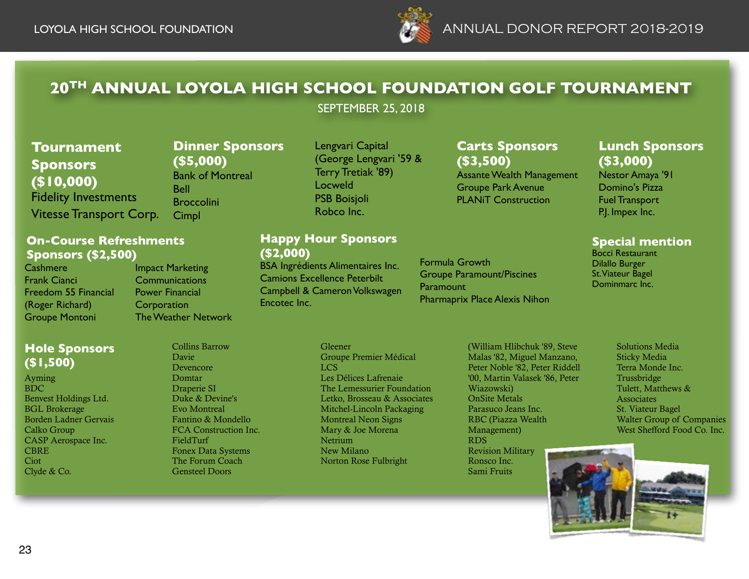# 20TH ANNUAL LOYOLA HIGH SCHOOL FOUNDATION GOLF TOURNAMENT

SEPTEMBER 25, 2018

## Tournament Sponsors ($10,000)

Fidelity Investments
Vitesse Transport Corp.

## Dinner Sponsors ($5,000)

Bank of Montreal
Bell
Broccolini
Cimpl
Lengvari Capital (George Lengvari '59 & Terry Tretiak '89)
Locweld
PSB Boisjoli
Robco Inc.

## Carts Sponsors ($3,500)

Assante Wealth Management
Groupe Park Avenue
PLANiT Construction

## Lunch Sponsors ($3,000)

Nestor Amaya '91
Domino's Pizza
Fuel Transport
P.J. Impex Inc.

## On-Course Refreshments Sponsors ($2,500)

Cashmere
Frank Cianci
Freedom 55 Financial (Roger Richard)
Groupe Montoni
Impact Marketing Communications
Power Financial Corporation
The Weather Network

## Happy Hour Sponsors ($2,000)

BSA Ingrédients Alimentaires Inc.
Camions Excellence Peterbilt
Campbell & Cameron Volkswagen
Encotec Inc.
Formula Growth
Groupe Paramount/Piscines Paramount
Pharmaprix Place Alexis Nihon

## Special mention

Bocci Restaurant
Dilallo Burger
St.Viateur Bagel
Dominmarc Inc.

## Hole Sponsors ($1,500)

Ayming
BDC
Benvest Holdings Ltd.
BGL Brokerage
Borden Ladner Gervais
Calko Group
CASP Aerospace Inc.
CBRE
Ciot
Clyde & Co.
Collins Barrow
Davie
Devencore
Domtar
Draperie SI
Duke & Devine's
Evo Montreal
Fantino & Mondello
FCA Construction Inc.
FieldTurf
Fonex Data Systems
The Forum Coach
Gensteel Doors
Gleener
Groupe Premier Médical
LCS
Les Délices Lafrenaie
The Lemessurier Foundation
Letko, Brosseau & Associates
Mitchel-Lincoln Packaging
Montreal Neon Signs
Mary & Joe Morena
Netrium
New Milano
Norton Rose Fulbright
(William Hlibchuk '89, Steve Malas '82, Miguel Manzano, Peter Noble '82, Peter Riddell '00, Martin Valasek '86, Peter Wiazowski)
OnSite Metals
Parasuco Jeans Inc.
RBC (Piazza Wealth Management)
RDS
Revision Military
Ronsco Inc.
Sami Fruits
Solutions Media
Sticky Media
Terra Monde Inc.
Trussbridge
Tulett, Matthews & Associates
St. Viateur Bagel
Walter Group of Companies
West Shefford Food Co. Inc.